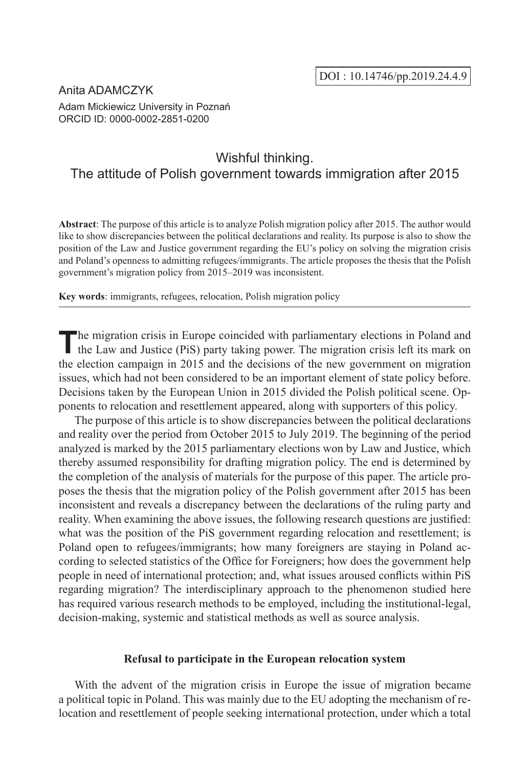DOI : 10.14746/pp.2019.24.4.9

Anita ADAMCZYK
Adam Mickiewicz University in Poznań
ORCID ID: 0000-0002-2851-0200

# Wishful thinking. The attitude of Polish government towards immigration after 2015

**Abstract**: The purpose of this article is to analyze Polish migration policy after 2015. The author would like to show discrepancies between the political declarations and reality. Its purpose is also to show the position of the Law and Justice government regarding the EU's policy on solving the migration crisis and Poland's openness to admitting refugees/immigrants. The article proposes the thesis that the Polish government's migration policy from 2015–2019 was inconsistent.

**Key words**: immigrants, refugees, relocation, Polish migration policy

The migration crisis in Europe coincided with parliamentary elections in Poland and the Law and Justice (PiS) party taking power. The migration crisis left its mark on the election campaign in 2015 and the decisions of the new government on migration issues, which had not been considered to be an important element of state policy before. Decisions taken by the European Union in 2015 divided the Polish political scene. Opponents to relocation and resettlement appeared, along with supporters of this policy.

The purpose of this article is to show discrepancies between the political declarations and reality over the period from October 2015 to July 2019. The beginning of the period analyzed is marked by the 2015 parliamentary elections won by Law and Justice, which thereby assumed responsibility for drafting migration policy. The end is determined by the completion of the analysis of materials for the purpose of this paper. The article proposes the thesis that the migration policy of the Polish government after 2015 has been inconsistent and reveals a discrepancy between the declarations of the ruling party and reality. When examining the above issues, the following research questions are justified: what was the position of the PiS government regarding relocation and resettlement; is Poland open to refugees/immigrants; how many foreigners are staying in Poland according to selected statistics of the Office for Foreigners; how does the government help people in need of international protection; and, what issues aroused conflicts within PiS regarding migration? The interdisciplinary approach to the phenomenon studied here has required various research methods to be employed, including the institutional-legal, decision-making, systemic and statistical methods as well as source analysis.

### Refusal to participate in the European relocation system

With the advent of the migration crisis in Europe the issue of migration became a political topic in Poland. This was mainly due to the EU adopting the mechanism of relocation and resettlement of people seeking international protection, under which a total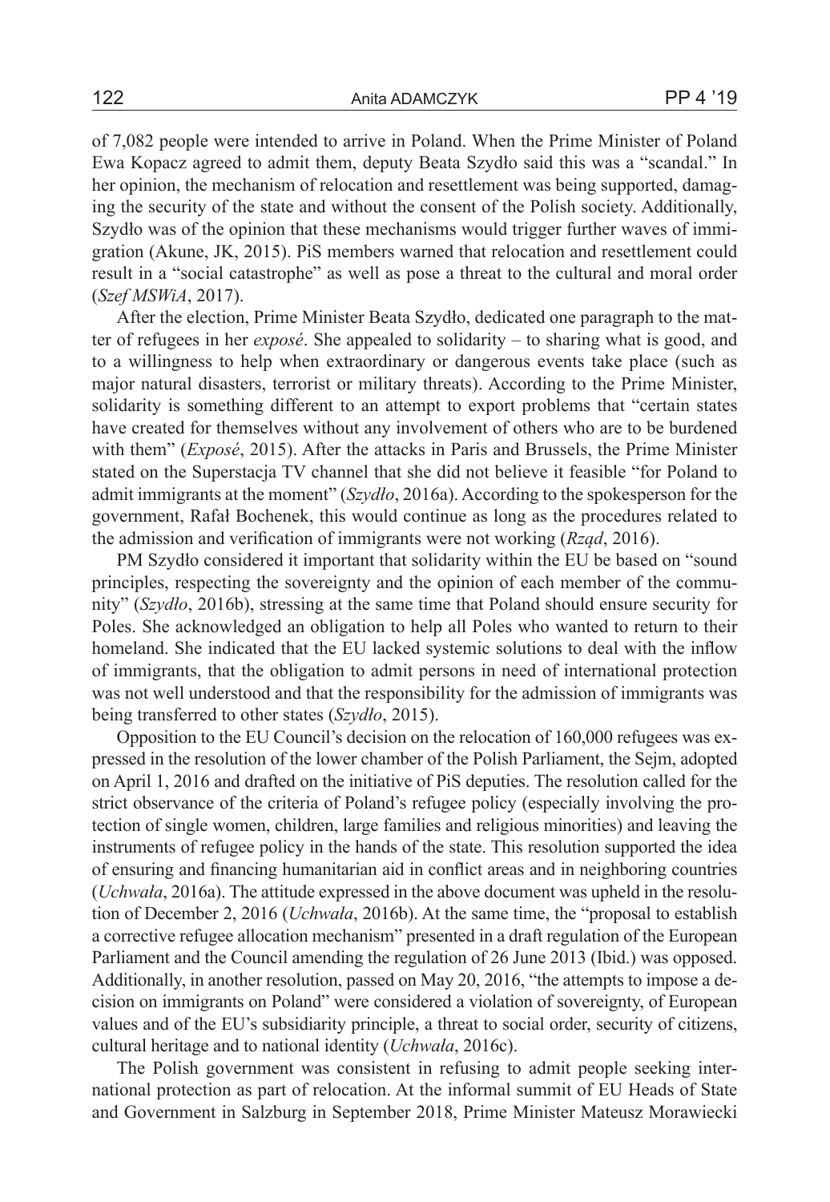of 7,082 people were intended to arrive in Poland. When the Prime Minister of Poland Ewa Kopacz agreed to admit them, deputy Beata Szydło said this was a "scandal." In her opinion, the mechanism of relocation and resettlement was being supported, damaging the security of the state and without the consent of the Polish society. Additionally, Szydło was of the opinion that these mechanisms would trigger further waves of immigration (Akune, JK, 2015). PiS members warned that relocation and resettlement could result in a "social catastrophe" as well as pose a threat to the cultural and moral order (*Szef MSWiA*, 2017).

After the election, Prime Minister Beata Szydło, dedicated one paragraph to the matter of refugees in her *exposé*. She appealed to solidarity – to sharing what is good, and to a willingness to help when extraordinary or dangerous events take place (such as major natural disasters, terrorist or military threats). According to the Prime Minister, solidarity is something different to an attempt to export problems that "certain states have created for themselves without any involvement of others who are to be burdened with them" (*Exposé*, 2015). After the attacks in Paris and Brussels, the Prime Minister stated on the Superstacja TV channel that she did not believe it feasible "for Poland to admit immigrants at the moment" (*Szydło*, 2016a). According to the spokesperson for the government, Rafał Bochenek, this would continue as long as the procedures related to the admission and verification of immigrants were not working (*Rząd*, 2016).

PM Szydło considered it important that solidarity within the EU be based on "sound principles, respecting the sovereignty and the opinion of each member of the community" (*Szydło*, 2016b), stressing at the same time that Poland should ensure security for Poles. She acknowledged an obligation to help all Poles who wanted to return to their homeland. She indicated that the EU lacked systemic solutions to deal with the inflow of immigrants, that the obligation to admit persons in need of international protection was not well understood and that the responsibility for the admission of immigrants was being transferred to other states (*Szydło*, 2015).

Opposition to the EU Council's decision on the relocation of 160,000 refugees was expressed in the resolution of the lower chamber of the Polish Parliament, the Sejm, adopted on April 1, 2016 and drafted on the initiative of PiS deputies. The resolution called for the strict observance of the criteria of Poland's refugee policy (especially involving the protection of single women, children, large families and religious minorities) and leaving the instruments of refugee policy in the hands of the state. This resolution supported the idea of ensuring and financing humanitarian aid in conflict areas and in neighboring countries (*Uchwała*, 2016a). The attitude expressed in the above document was upheld in the resolution of December 2, 2016 (*Uchwała*, 2016b). At the same time, the "proposal to establish a corrective refugee allocation mechanism" presented in a draft regulation of the European Parliament and the Council amending the regulation of 26 June 2013 (Ibid.) was opposed. Additionally, in another resolution, passed on May 20, 2016, "the attempts to impose a decision on immigrants on Poland" were considered a violation of sovereignty, of European values and of the EU's subsidiarity principle, a threat to social order, security of citizens, cultural heritage and to national identity (*Uchwała*, 2016c).

The Polish government was consistent in refusing to admit people seeking international protection as part of relocation. At the informal summit of EU Heads of State and Government in Salzburg in September 2018, Prime Minister Mateusz Morawiecki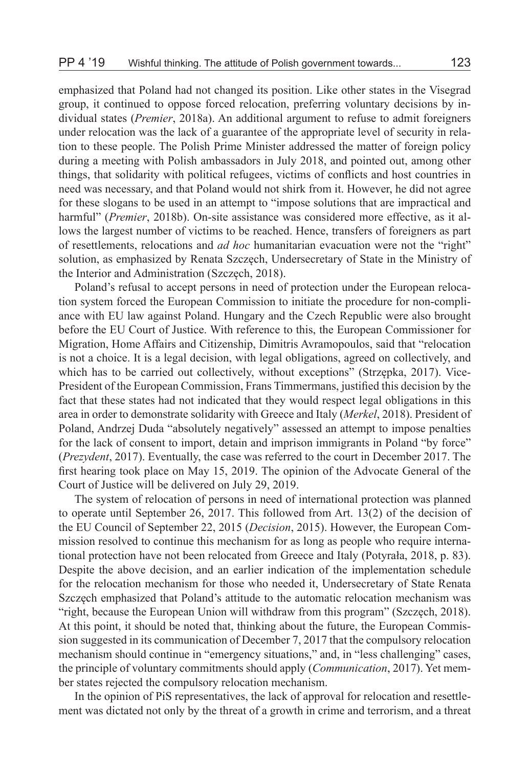emphasized that Poland had not changed its position. Like other states in the Visegrad group, it continued to oppose forced relocation, preferring voluntary decisions by individual states (*Premier*, 2018a). An additional argument to refuse to admit foreigners under relocation was the lack of a guarantee of the appropriate level of security in relation to these people. The Polish Prime Minister addressed the matter of foreign policy during a meeting with Polish ambassadors in July 2018, and pointed out, among other things, that solidarity with political refugees, victims of conflicts and host countries in need was necessary, and that Poland would not shirk from it. However, he did not agree for these slogans to be used in an attempt to "impose solutions that are impractical and harmful" (*Premier*, 2018b). On-site assistance was considered more effective, as it allows the largest number of victims to be reached. Hence, transfers of foreigners as part of resettlements, relocations and *ad hoc* humanitarian evacuation were not the "right" solution, as emphasized by Renata Szczęch, Undersecretary of State in the Ministry of the Interior and Administration (Szczęch, 2018).

Poland's refusal to accept persons in need of protection under the European relocation system forced the European Commission to initiate the procedure for non-compliance with EU law against Poland. Hungary and the Czech Republic were also brought before the EU Court of Justice. With reference to this, the European Commissioner for Migration, Home Affairs and Citizenship, Dimitris Avramopoulos, said that "relocation is not a choice. It is a legal decision, with legal obligations, agreed on collectively, and which has to be carried out collectively, without exceptions" (Strzępka, 2017). Vice-President of the European Commission, Frans Timmermans, justified this decision by the fact that these states had not indicated that they would respect legal obligations in this area in order to demonstrate solidarity with Greece and Italy (*Merkel*, 2018). President of Poland, Andrzej Duda "absolutely negatively" assessed an attempt to impose penalties for the lack of consent to import, detain and imprison immigrants in Poland "by force" (*Prezydent*, 2017). Eventually, the case was referred to the court in December 2017. The first hearing took place on May 15, 2019. The opinion of the Advocate General of the Court of Justice will be delivered on July 29, 2019.

The system of relocation of persons in need of international protection was planned to operate until September 26, 2017. This followed from Art. 13(2) of the decision of the EU Council of September 22, 2015 (*Decision*, 2015). However, the European Commission resolved to continue this mechanism for as long as people who require international protection have not been relocated from Greece and Italy (Potyrała, 2018, p. 83). Despite the above decision, and an earlier indication of the implementation schedule for the relocation mechanism for those who needed it, Undersecretary of State Renata Szczęch emphasized that Poland's attitude to the automatic relocation mechanism was "right, because the European Union will withdraw from this program" (Szczęch, 2018). At this point, it should be noted that, thinking about the future, the European Commission suggested in its communication of December 7, 2017 that the compulsory relocation mechanism should continue in "emergency situations," and, in "less challenging" cases, the principle of voluntary commitments should apply (*Communication*, 2017). Yet member states rejected the compulsory relocation mechanism.

In the opinion of PiS representatives, the lack of approval for relocation and resettlement was dictated not only by the threat of a growth in crime and terrorism, and a threat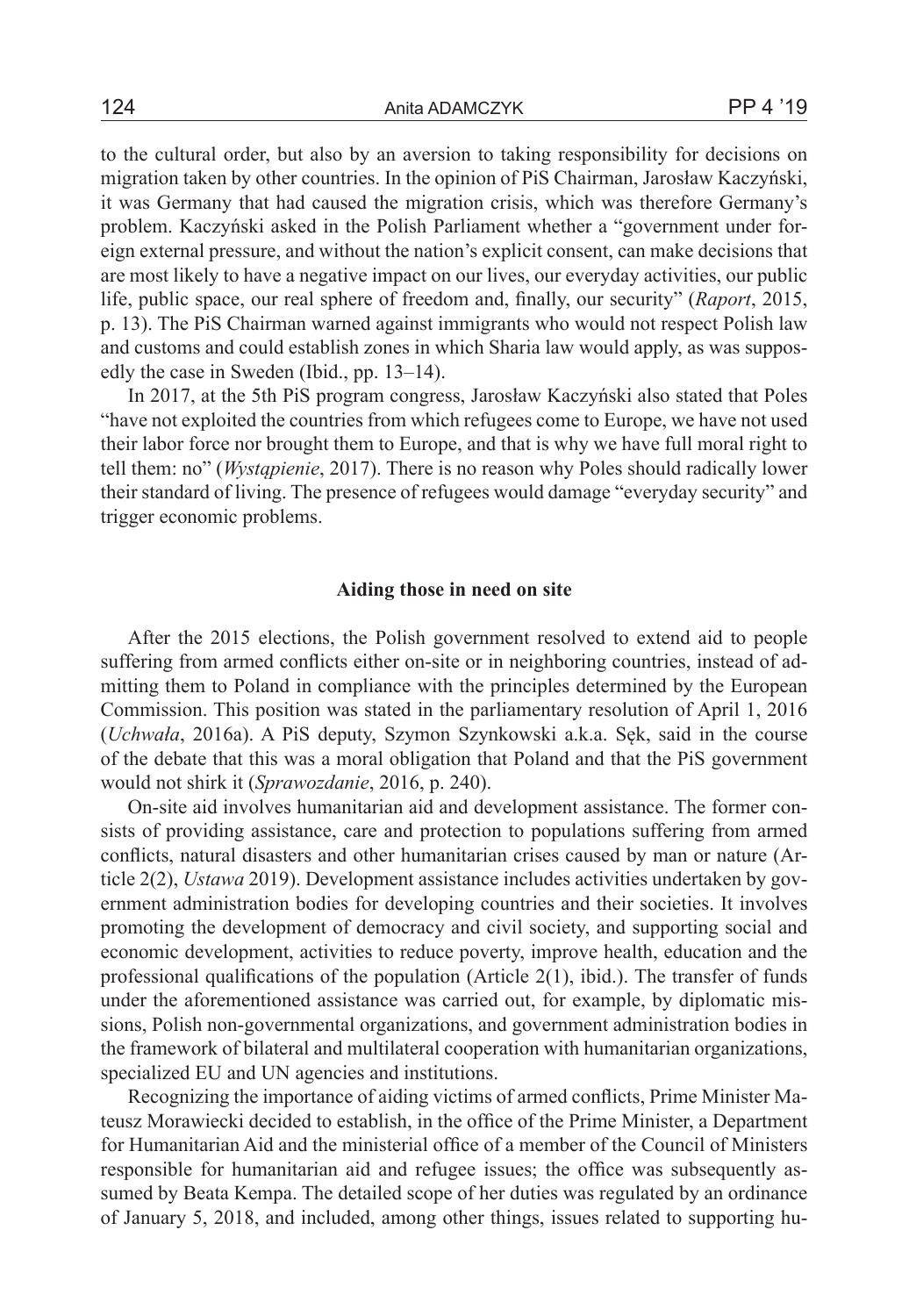to the cultural order, but also by an aversion to taking responsibility for decisions on migration taken by other countries. In the opinion of PiS Chairman, Jarosław Kaczyński, it was Germany that had caused the migration crisis, which was therefore Germany's problem. Kaczyński asked in the Polish Parliament whether a "government under foreign external pressure, and without the nation's explicit consent, can make decisions that are most likely to have a negative impact on our lives, our everyday activities, our public life, public space, our real sphere of freedom and, finally, our security" (*Raport*, 2015, p. 13). The PiS Chairman warned against immigrants who would not respect Polish law and customs and could establish zones in which Sharia law would apply, as was supposedly the case in Sweden (Ibid., pp. 13–14).

In 2017, at the 5th PiS program congress, Jarosław Kaczyński also stated that Poles "have not exploited the countries from which refugees come to Europe, we have not used their labor force nor brought them to Europe, and that is why we have full moral right to tell them: no" (*Wystąpienie*, 2017). There is no reason why Poles should radically lower their standard of living. The presence of refugees would damage "everyday security" and trigger economic problems.

## Aiding those in need on site

After the 2015 elections, the Polish government resolved to extend aid to people suffering from armed conflicts either on-site or in neighboring countries, instead of admitting them to Poland in compliance with the principles determined by the European Commission. This position was stated in the parliamentary resolution of April 1, 2016 (*Uchwała*, 2016a). A PiS deputy, Szymon Szynkowski a.k.a. Sęk, said in the course of the debate that this was a moral obligation that Poland and that the PiS government would not shirk it (*Sprawozdanie*, 2016, p. 240).

On-site aid involves humanitarian aid and development assistance. The former consists of providing assistance, care and protection to populations suffering from armed conflicts, natural disasters and other humanitarian crises caused by man or nature (Article 2(2), *Ustawa* 2019). Development assistance includes activities undertaken by government administration bodies for developing countries and their societies. It involves promoting the development of democracy and civil society, and supporting social and economic development, activities to reduce poverty, improve health, education and the professional qualifications of the population (Article 2(1), ibid.). The transfer of funds under the aforementioned assistance was carried out, for example, by diplomatic missions, Polish non-governmental organizations, and government administration bodies in the framework of bilateral and multilateral cooperation with humanitarian organizations, specialized EU and UN agencies and institutions.

Recognizing the importance of aiding victims of armed conflicts, Prime Minister Mateusz Morawiecki decided to establish, in the office of the Prime Minister, a Department for Humanitarian Aid and the ministerial office of a member of the Council of Ministers responsible for humanitarian aid and refugee issues; the office was subsequently assumed by Beata Kempa. The detailed scope of her duties was regulated by an ordinance of January 5, 2018, and included, among other things, issues related to supporting hu-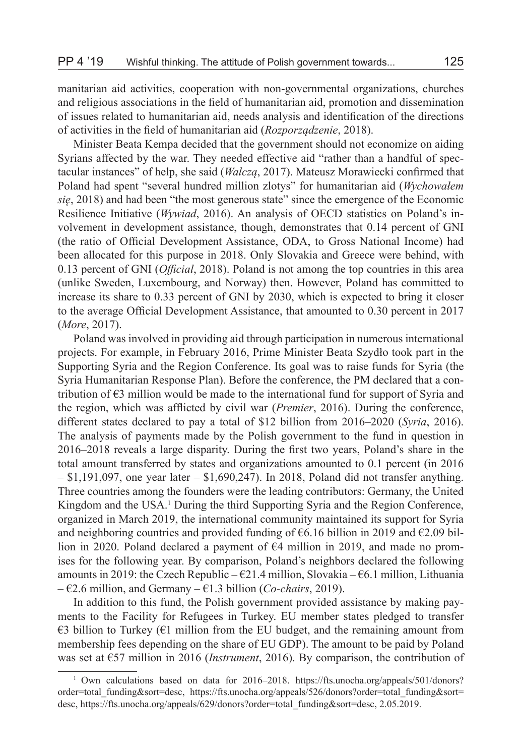manitarian aid activities, cooperation with non-governmental organizations, churches and religious associations in the field of humanitarian aid, promotion and dissemination of issues related to humanitarian aid, needs analysis and identification of the directions of activities in the field of humanitarian aid (*Rozporządzenie*, 2018).

Minister Beata Kempa decided that the government should not economize on aiding Syrians affected by the war. They needed effective aid "rather than a handful of spectacular instances" of help, she said (*Walczą*, 2017). Mateusz Morawiecki confirmed that Poland had spent "several hundred million zlotys" for humanitarian aid (*Wychowałem się*, 2018) and had been "the most generous state" since the emergence of the Economic Resilience Initiative (*Wywiad*, 2016). An analysis of OECD statistics on Poland's involvement in development assistance, though, demonstrates that 0.14 percent of GNI (the ratio of Official Development Assistance, ODA, to Gross National Income) had been allocated for this purpose in 2018. Only Slovakia and Greece were behind, with 0.13 percent of GNI (*Official*, 2018). Poland is not among the top countries in this area (unlike Sweden, Luxembourg, and Norway) then. However, Poland has committed to increase its share to 0.33 percent of GNI by 2030, which is expected to bring it closer to the average Official Development Assistance, that amounted to 0.30 percent in 2017 (*More*, 2017).

Poland was involved in providing aid through participation in numerous international projects. For example, in February 2016, Prime Minister Beata Szydło took part in the Supporting Syria and the Region Conference. Its goal was to raise funds for Syria (the Syria Humanitarian Response Plan). Before the conference, the PM declared that a contribution of €3 million would be made to the international fund for support of Syria and the region, which was afflicted by civil war (*Premier*, 2016). During the conference, different states declared to pay a total of $12 billion from 2016–2020 (*Syria*, 2016). The analysis of payments made by the Polish government to the fund in question in 2016–2018 reveals a large disparity. During the first two years, Poland's share in the total amount transferred by states and organizations amounted to 0.1 percent (in 2016 – $1,191,097, one year later – $1,690,247). In 2018, Poland did not transfer anything. Three countries among the founders were the leading contributors: Germany, the United Kingdom and the USA.[1] During the third Supporting Syria and the Region Conference, organized in March 2019, the international community maintained its support for Syria and neighboring countries and provided funding of €6.16 billion in 2019 and €2.09 billion in 2020. Poland declared a payment of €4 million in 2019, and made no promises for the following year. By comparison, Poland's neighbors declared the following amounts in 2019: the Czech Republic – €21.4 million, Slovakia – €6.1 million, Lithuania – €2.6 million, and Germany – €1.3 billion (*Co-chairs*, 2019).

In addition to this fund, the Polish government provided assistance by making payments to the Facility for Refugees in Turkey. EU member states pledged to transfer €3 billion to Turkey (€1 million from the EU budget, and the remaining amount from membership fees depending on the share of EU GDP). The amount to be paid by Poland was set at €57 million in 2016 (*Instrument*, 2016). By comparison, the contribution of

[1] Own calculations based on data for 2016–2018. https://fts.unocha.org/appeals/501/donors?order=total_funding&sort=desc, https://fts.unocha.org/appeals/526/donors?order=total_funding&sort=desc, https://fts.unocha.org/appeals/629/donors?order=total_funding&sort=desc, 2.05.2019.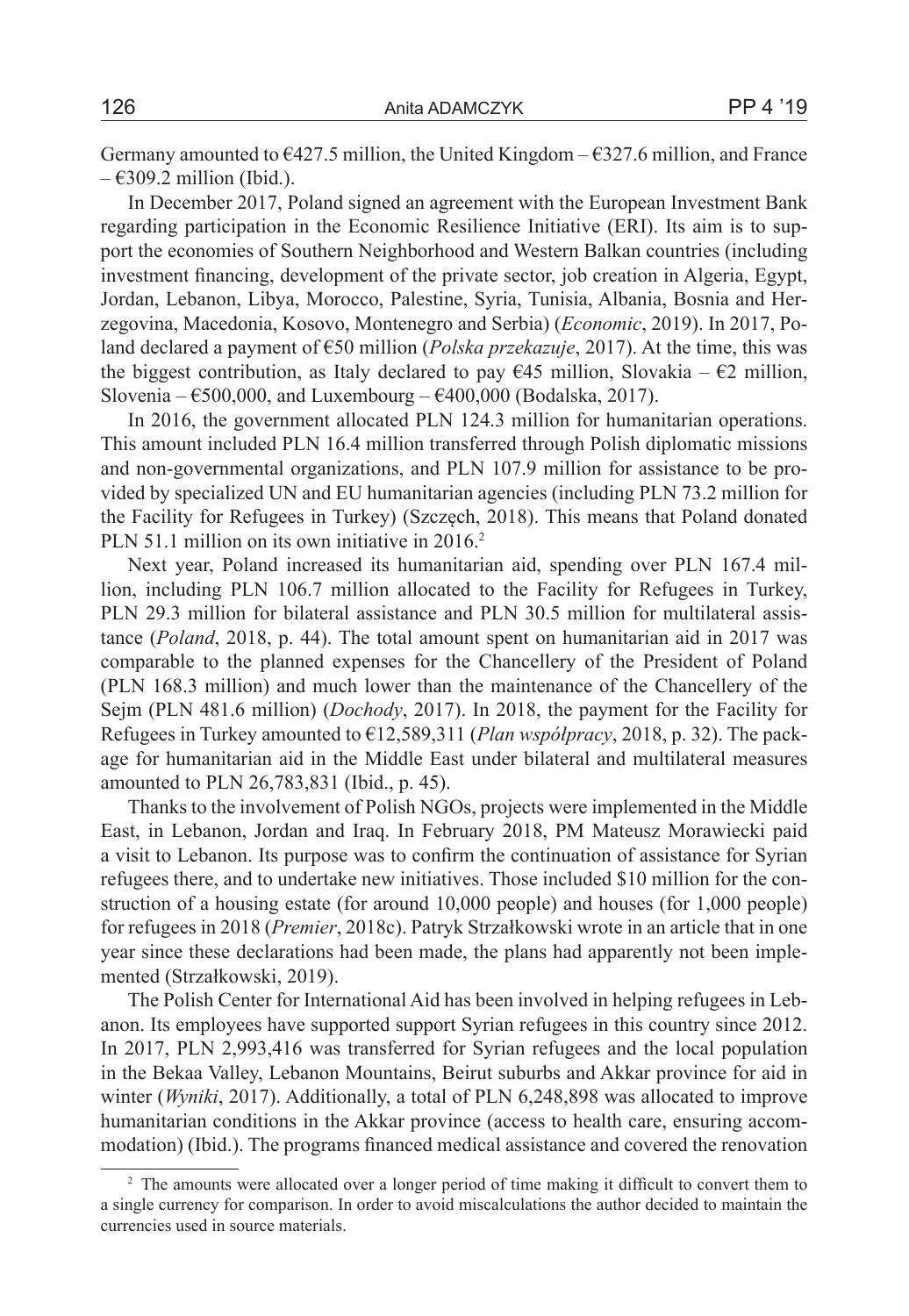Germany amounted to €427.5 million, the United Kingdom – €327.6 million, and France – €309.2 million (Ibid.).

In December 2017, Poland signed an agreement with the European Investment Bank regarding participation in the Economic Resilience Initiative (ERI). Its aim is to support the economies of Southern Neighborhood and Western Balkan countries (including investment financing, development of the private sector, job creation in Algeria, Egypt, Jordan, Lebanon, Libya, Morocco, Palestine, Syria, Tunisia, Albania, Bosnia and Herzegovina, Macedonia, Kosovo, Montenegro and Serbia) (*Economic*, 2019). In 2017, Poland declared a payment of €50 million (*Polska przekazuje*, 2017). At the time, this was the biggest contribution, as Italy declared to pay €45 million, Slovakia – €2 million, Slovenia – €500,000, and Luxembourg – €400,000 (Bodalska, 2017).

In 2016, the government allocated PLN 124.3 million for humanitarian operations. This amount included PLN 16.4 million transferred through Polish diplomatic missions and non-governmental organizations, and PLN 107.9 million for assistance to be provided by specialized UN and EU humanitarian agencies (including PLN 73.2 million for the Facility for Refugees in Turkey) (Szczęch, 2018). This means that Poland donated PLN 51.1 million on its own initiative in 2016.[2]

Next year, Poland increased its humanitarian aid, spending over PLN 167.4 million, including PLN 106.7 million allocated to the Facility for Refugees in Turkey, PLN 29.3 million for bilateral assistance and PLN 30.5 million for multilateral assistance (*Poland*, 2018, p. 44). The total amount spent on humanitarian aid in 2017 was comparable to the planned expenses for the Chancellery of the President of Poland (PLN 168.3 million) and much lower than the maintenance of the Chancellery of the Sejm (PLN 481.6 million) (*Dochody*, 2017). In 2018, the payment for the Facility for Refugees in Turkey amounted to €12,589,311 (*Plan współpracy*, 2018, p. 32). The package for humanitarian aid in the Middle East under bilateral and multilateral measures amounted to PLN 26,783,831 (Ibid., p. 45).

Thanks to the involvement of Polish NGOs, projects were implemented in the Middle East, in Lebanon, Jordan and Iraq. In February 2018, PM Mateusz Morawiecki paid a visit to Lebanon. Its purpose was to confirm the continuation of assistance for Syrian refugees there, and to undertake new initiatives. Those included \$10 million for the construction of a housing estate (for around 10,000 people) and houses (for 1,000 people) for refugees in 2018 (*Premier*, 2018c). Patryk Strzałkowski wrote in an article that in one year since these declarations had been made, the plans had apparently not been implemented (Strzałkowski, 2019).

The Polish Center for International Aid has been involved in helping refugees in Lebanon. Its employees have supported support Syrian refugees in this country since 2012. In 2017, PLN 2,993,416 was transferred for Syrian refugees and the local population in the Bekaa Valley, Lebanon Mountains, Beirut suburbs and Akkar province for aid in winter (*Wyniki*, 2017). Additionally, a total of PLN 6,248,898 was allocated to improve humanitarian conditions in the Akkar province (access to health care, ensuring accommodation) (Ibid.). The programs financed medical assistance and covered the renovation

[2] The amounts were allocated over a longer period of time making it difficult to convert them to a single currency for comparison. In order to avoid miscalculations the author decided to maintain the currencies used in source materials.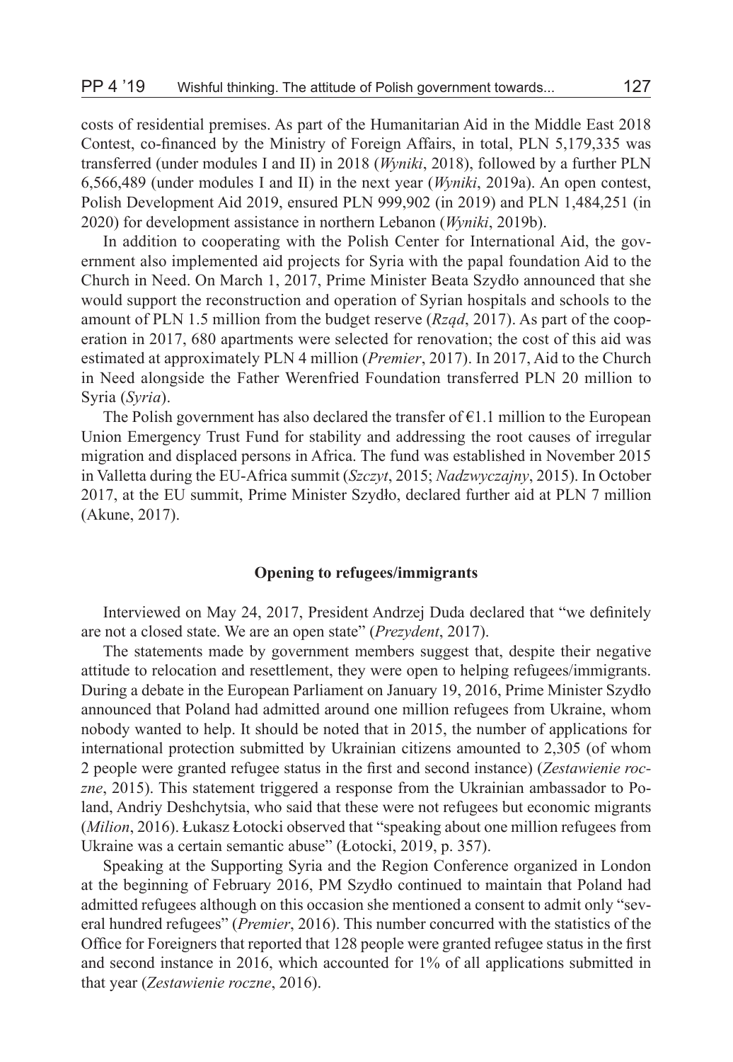costs of residential premises. As part of the Humanitarian Aid in the Middle East 2018 Contest, co-financed by the Ministry of Foreign Affairs, in total, PLN 5,179,335 was transferred (under modules I and II) in 2018 (*Wyniki*, 2018), followed by a further PLN 6,566,489 (under modules I and II) in the next year (*Wyniki*, 2019a). An open contest, Polish Development Aid 2019, ensured PLN 999,902 (in 2019) and PLN 1,484,251 (in 2020) for development assistance in northern Lebanon (*Wyniki*, 2019b).

In addition to cooperating with the Polish Center for International Aid, the government also implemented aid projects for Syria with the papal foundation Aid to the Church in Need. On March 1, 2017, Prime Minister Beata Szydło announced that she would support the reconstruction and operation of Syrian hospitals and schools to the amount of PLN 1.5 million from the budget reserve (*Rząd*, 2017). As part of the cooperation in 2017, 680 apartments were selected for renovation; the cost of this aid was estimated at approximately PLN 4 million (*Premier*, 2017). In 2017, Aid to the Church in Need alongside the Father Werenfried Foundation transferred PLN 20 million to Syria (*Syria*).

The Polish government has also declared the transfer of €1.1 million to the European Union Emergency Trust Fund for stability and addressing the root causes of irregular migration and displaced persons in Africa. The fund was established in November 2015 in Valletta during the EU-Africa summit (*Szczyt*, 2015; *Nadzwyczajny*, 2015). In October 2017, at the EU summit, Prime Minister Szydło, declared further aid at PLN 7 million (Akune, 2017).

**Opening to refugees/immigrants**

Interviewed on May 24, 2017, President Andrzej Duda declared that "we definitely are not a closed state. We are an open state" (*Prezydent*, 2017).

The statements made by government members suggest that, despite their negative attitude to relocation and resettlement, they were open to helping refugees/immigrants. During a debate in the European Parliament on January 19, 2016, Prime Minister Szydło announced that Poland had admitted around one million refugees from Ukraine, whom nobody wanted to help. It should be noted that in 2015, the number of applications for international protection submitted by Ukrainian citizens amounted to 2,305 (of whom 2 people were granted refugee status in the first and second instance) (*Zestawienie roczne*, 2015). This statement triggered a response from the Ukrainian ambassador to Poland, Andriy Deshchytsia, who said that these were not refugees but economic migrants (*Milion*, 2016). Łukasz Łotocki observed that "speaking about one million refugees from Ukraine was a certain semantic abuse" (Łotocki, 2019, p. 357).

Speaking at the Supporting Syria and the Region Conference organized in London at the beginning of February 2016, PM Szydło continued to maintain that Poland had admitted refugees although on this occasion she mentioned a consent to admit only "several hundred refugees" (*Premier*, 2016). This number concurred with the statistics of the Office for Foreigners that reported that 128 people were granted refugee status in the first and second instance in 2016, which accounted for 1% of all applications submitted in that year (*Zestawienie roczne*, 2016).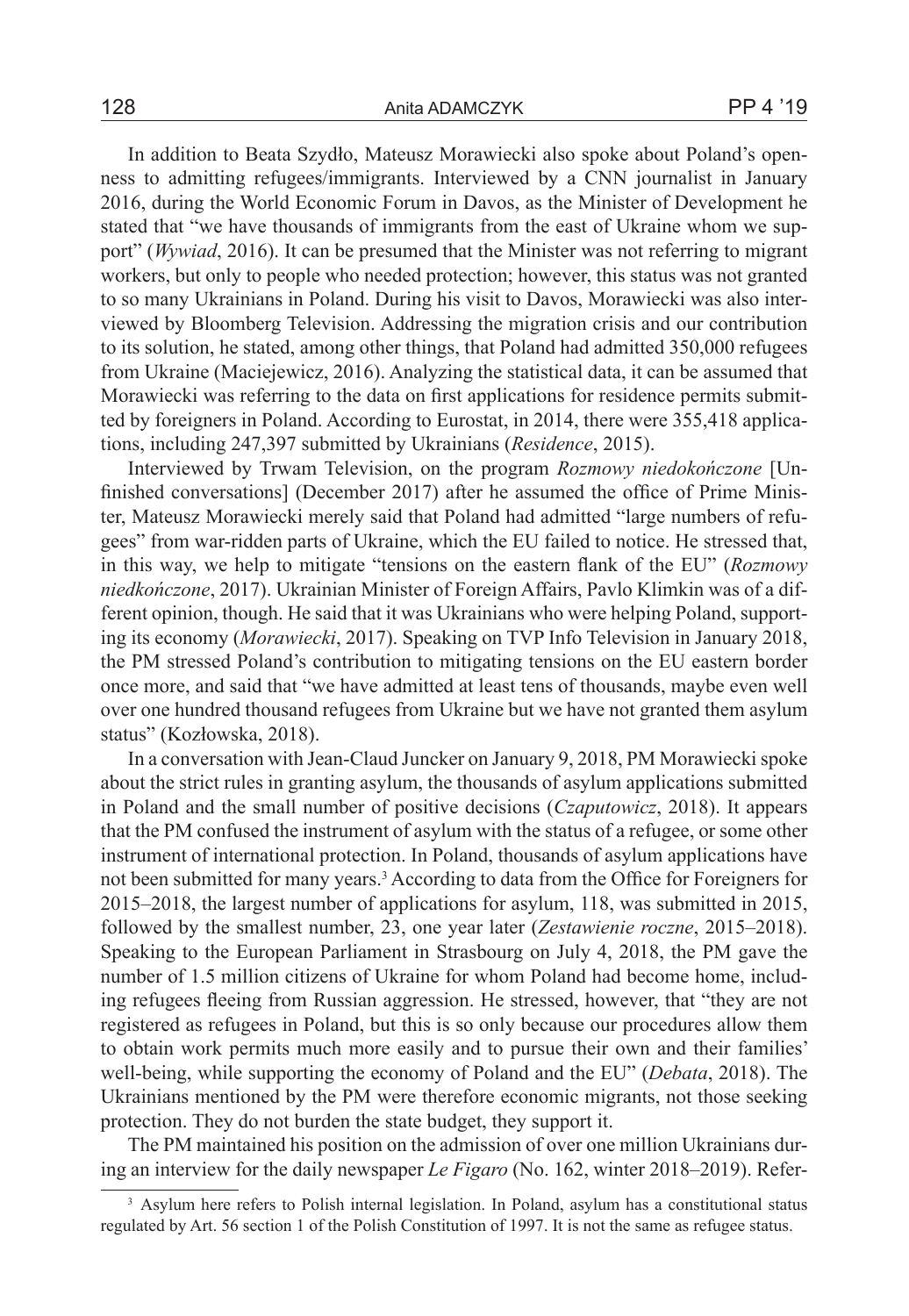In addition to Beata Szydło, Mateusz Morawiecki also spoke about Poland's openness to admitting refugees/immigrants. Interviewed by a CNN journalist in January 2016, during the World Economic Forum in Davos, as the Minister of Development he stated that "we have thousands of immigrants from the east of Ukraine whom we support" (*Wywiad*, 2016). It can be presumed that the Minister was not referring to migrant workers, but only to people who needed protection; however, this status was not granted to so many Ukrainians in Poland. During his visit to Davos, Morawiecki was also interviewed by Bloomberg Television. Addressing the migration crisis and our contribution to its solution, he stated, among other things, that Poland had admitted 350,000 refugees from Ukraine (Maciejewicz, 2016). Analyzing the statistical data, it can be assumed that Morawiecki was referring to the data on first applications for residence permits submitted by foreigners in Poland. According to Eurostat, in 2014, there were 355,418 applications, including 247,397 submitted by Ukrainians (*Residence*, 2015).

Interviewed by Trwam Television, on the program *Rozmowy niedokończone* [Unfinished conversations] (December 2017) after he assumed the office of Prime Minister, Mateusz Morawiecki merely said that Poland had admitted "large numbers of refugees" from war-ridden parts of Ukraine, which the EU failed to notice. He stressed that, in this way, we help to mitigate "tensions on the eastern flank of the EU" (*Rozmowy niedkończone*, 2017). Ukrainian Minister of Foreign Affairs, Pavlo Klimkin was of a different opinion, though. He said that it was Ukrainians who were helping Poland, supporting its economy (*Morawiecki*, 2017). Speaking on TVP Info Television in January 2018, the PM stressed Poland's contribution to mitigating tensions on the EU eastern border once more, and said that "we have admitted at least tens of thousands, maybe even well over one hundred thousand refugees from Ukraine but we have not granted them asylum status" (Kozłowska, 2018).

In a conversation with Jean-Claud Juncker on January 9, 2018, PM Morawiecki spoke about the strict rules in granting asylum, the thousands of asylum applications submitted in Poland and the small number of positive decisions (*Czaputowicz*, 2018). It appears that the PM confused the instrument of asylum with the status of a refugee, or some other instrument of international protection. In Poland, thousands of asylum applications have not been submitted for many years.[3] According to data from the Office for Foreigners for 2015–2018, the largest number of applications for asylum, 118, was submitted in 2015, followed by the smallest number, 23, one year later (*Zestawienie roczne*, 2015–2018). Speaking to the European Parliament in Strasbourg on July 4, 2018, the PM gave the number of 1.5 million citizens of Ukraine for whom Poland had become home, including refugees fleeing from Russian aggression. He stressed, however, that "they are not registered as refugees in Poland, but this is so only because our procedures allow them to obtain work permits much more easily and to pursue their own and their families' well-being, while supporting the economy of Poland and the EU" (*Debata*, 2018). The Ukrainians mentioned by the PM were therefore economic migrants, not those seeking protection. They do not burden the state budget, they support it.

The PM maintained his position on the admission of over one million Ukrainians during an interview for the daily newspaper *Le Figaro* (No. 162, winter 2018–2019). Refer-

[3] Asylum here refers to Polish internal legislation. In Poland, asylum has a constitutional status regulated by Art. 56 section 1 of the Polish Constitution of 1997. It is not the same as refugee status.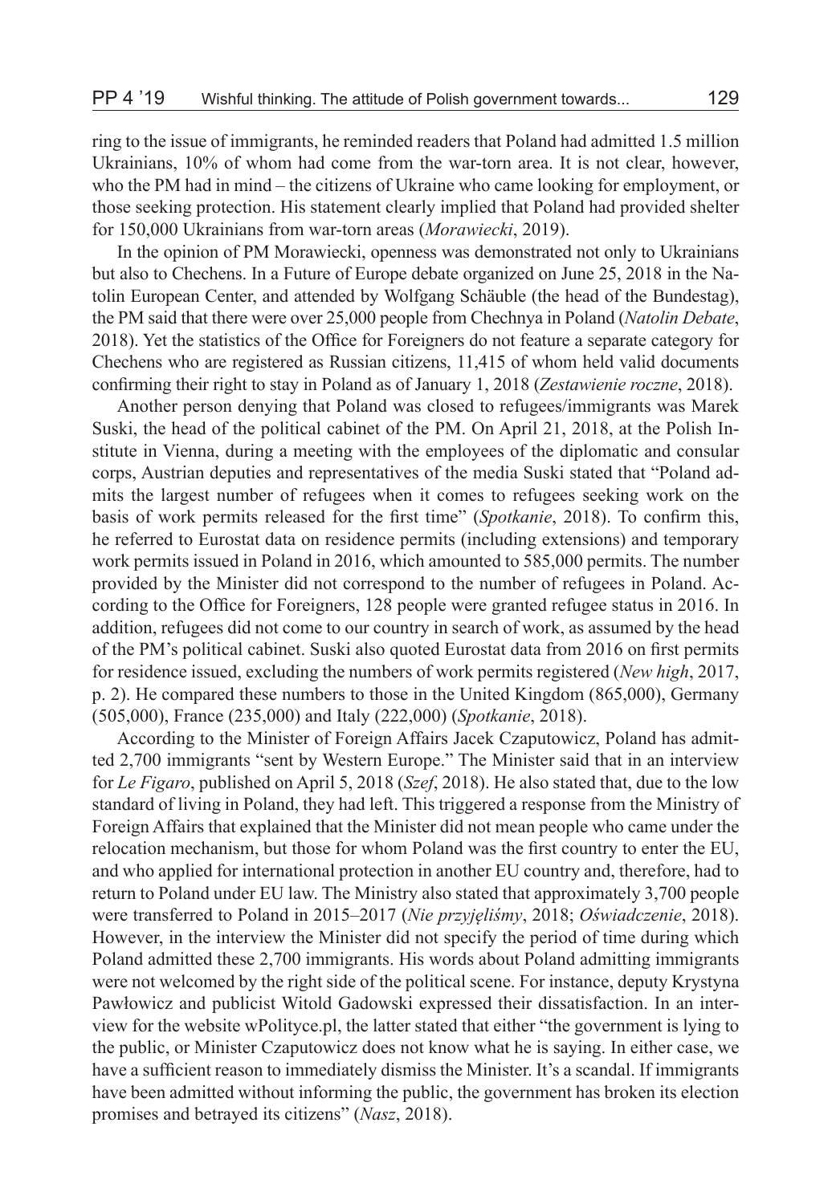ring to the issue of immigrants, he reminded readers that Poland had admitted 1.5 million Ukrainians, 10% of whom had come from the war-torn area. It is not clear, however, who the PM had in mind – the citizens of Ukraine who came looking for employment, or those seeking protection. His statement clearly implied that Poland had provided shelter for 150,000 Ukrainians from war-torn areas (*Morawiecki*, 2019).

In the opinion of PM Morawiecki, openness was demonstrated not only to Ukrainians but also to Chechens. In a Future of Europe debate organized on June 25, 2018 in the Natolin European Center, and attended by Wolfgang Schäuble (the head of the Bundestag), the PM said that there were over 25,000 people from Chechnya in Poland (*Natolin Debate*, 2018). Yet the statistics of the Office for Foreigners do not feature a separate category for Chechens who are registered as Russian citizens, 11,415 of whom held valid documents confirming their right to stay in Poland as of January 1, 2018 (*Zestawienie roczne*, 2018).

Another person denying that Poland was closed to refugees/immigrants was Marek Suski, the head of the political cabinet of the PM. On April 21, 2018, at the Polish Institute in Vienna, during a meeting with the employees of the diplomatic and consular corps, Austrian deputies and representatives of the media Suski stated that "Poland admits the largest number of refugees when it comes to refugees seeking work on the basis of work permits released for the first time" (*Spotkanie*, 2018). To confirm this, he referred to Eurostat data on residence permits (including extensions) and temporary work permits issued in Poland in 2016, which amounted to 585,000 permits. The number provided by the Minister did not correspond to the number of refugees in Poland. According to the Office for Foreigners, 128 people were granted refugee status in 2016. In addition, refugees did not come to our country in search of work, as assumed by the head of the PM's political cabinet. Suski also quoted Eurostat data from 2016 on first permits for residence issued, excluding the numbers of work permits registered (*New high*, 2017, p. 2). He compared these numbers to those in the United Kingdom (865,000), Germany (505,000), France (235,000) and Italy (222,000) (*Spotkanie*, 2018).

According to the Minister of Foreign Affairs Jacek Czaputowicz, Poland has admitted 2,700 immigrants "sent by Western Europe." The Minister said that in an interview for *Le Figaro*, published on April 5, 2018 (*Szef*, 2018). He also stated that, due to the low standard of living in Poland, they had left. This triggered a response from the Ministry of Foreign Affairs that explained that the Minister did not mean people who came under the relocation mechanism, but those for whom Poland was the first country to enter the EU, and who applied for international protection in another EU country and, therefore, had to return to Poland under EU law. The Ministry also stated that approximately 3,700 people were transferred to Poland in 2015–2017 (*Nie przyjęliśmy*, 2018; *Oświadczenie*, 2018). However, in the interview the Minister did not specify the period of time during which Poland admitted these 2,700 immigrants. His words about Poland admitting immigrants were not welcomed by the right side of the political scene. For instance, deputy Krystyna Pawłowicz and publicist Witold Gadowski expressed their dissatisfaction. In an interview for the website wPolityce.pl, the latter stated that either "the government is lying to the public, or Minister Czaputowicz does not know what he is saying. In either case, we have a sufficient reason to immediately dismiss the Minister. It's a scandal. If immigrants have been admitted without informing the public, the government has broken its election promises and betrayed its citizens" (*Nasz*, 2018).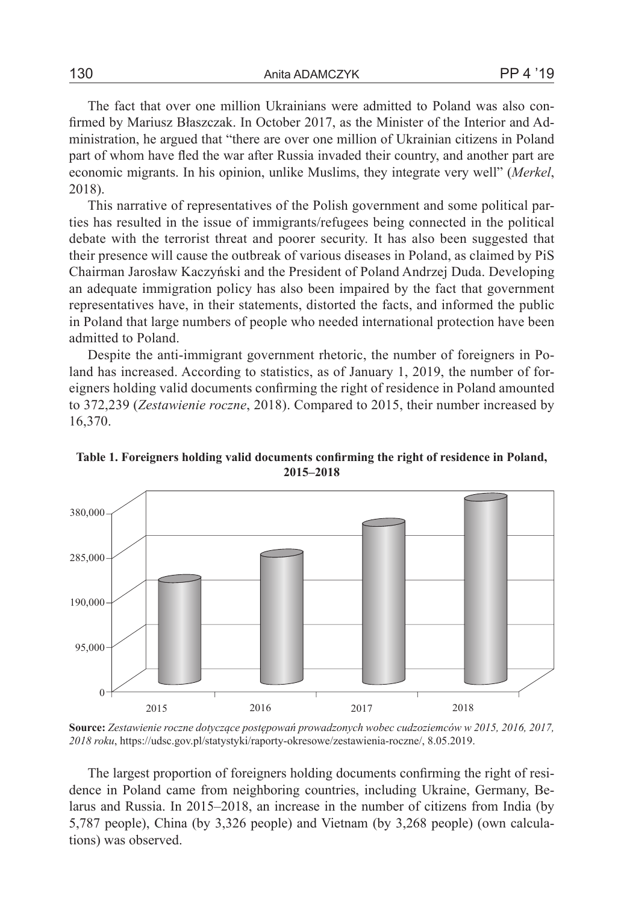The fact that over one million Ukrainians were admitted to Poland was also confirmed by Mariusz Błaszczak. In October 2017, as the Minister of the Interior and Administration, he argued that "there are over one million of Ukrainian citizens in Poland part of whom have fled the war after Russia invaded their country, and another part are economic migrants. In his opinion, unlike Muslims, they integrate very well" (*Merkel*, 2018).

This narrative of representatives of the Polish government and some political parties has resulted in the issue of immigrants/refugees being connected in the political debate with the terrorist threat and poorer security. It has also been suggested that their presence will cause the outbreak of various diseases in Poland, as claimed by PiS Chairman Jarosław Kaczyński and the President of Poland Andrzej Duda. Developing an adequate immigration policy has also been impaired by the fact that government representatives have, in their statements, distorted the facts, and informed the public in Poland that large numbers of people who needed international protection have been admitted to Poland.

Despite the anti-immigrant government rhetoric, the number of foreigners in Poland has increased. According to statistics, as of January 1, 2019, the number of foreigners holding valid documents confirming the right of residence in Poland amounted to 372,239 (*Zestawienie roczne*, 2018). Compared to 2015, their number increased by 16,370.

**Table 1. Foreigners holding valid documents confirming the right of residence in Poland, 2015–2018**

**Source:** *Zestawienie roczne dotyczące postępowań prowadzonych wobec cudzoziemców w 2015, 2016, 2017, 2018 roku*, https://udsc.gov.pl/statystyki/raporty-okresowe/zestawienia-roczne/, 8.05.2019.

The largest proportion of foreigners holding documents confirming the right of residence in Poland came from neighboring countries, including Ukraine, Germany, Belarus and Russia. In 2015–2018, an increase in the number of citizens from India (by 5,787 people), China (by 3,326 people) and Vietnam (by 3,268 people) (own calculations) was observed.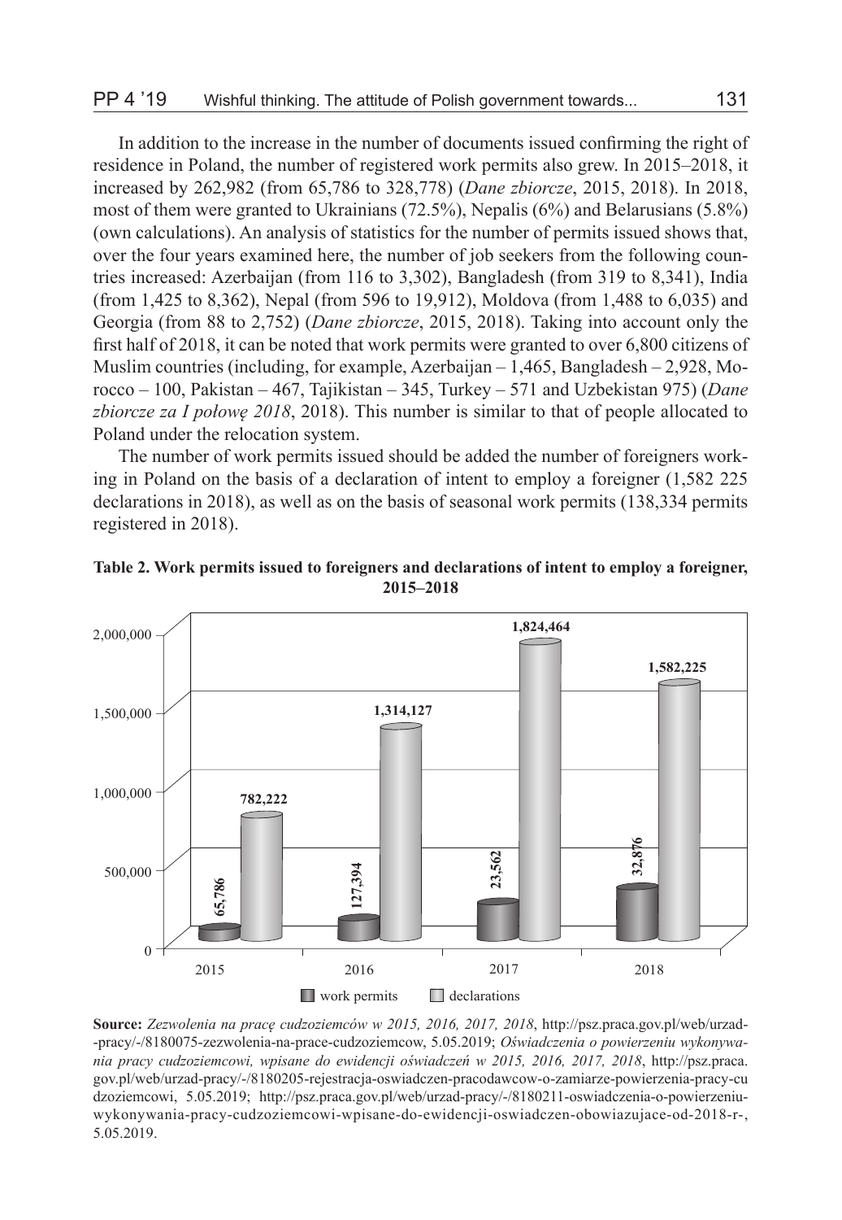In addition to the increase in the number of documents issued confirming the right of residence in Poland, the number of registered work permits also grew. In 2015–2018, it increased by 262,982 (from 65,786 to 328,778) (*Dane zbiorcze*, 2015, 2018). In 2018, most of them were granted to Ukrainians (72.5%), Nepalis (6%) and Belarusians (5.8%) (own calculations). An analysis of statistics for the number of permits issued shows that, over the four years examined here, the number of job seekers from the following countries increased: Azerbaijan (from 116 to 3,302), Bangladesh (from 319 to 8,341), India (from 1,425 to 8,362), Nepal (from 596 to 19,912), Moldova (from 1,488 to 6,035) and Georgia (from 88 to 2,752) (*Dane zbiorcze*, 2015, 2018). Taking into account only the first half of 2018, it can be noted that work permits were granted to over 6,800 citizens of Muslim countries (including, for example, Azerbaijan – 1,465, Bangladesh – 2,928, Morocco – 100, Pakistan – 467, Tajikistan – 345, Turkey – 571 and Uzbekistan 975) (*Dane zbiorcze za I połowę 2018*, 2018). This number is similar to that of people allocated to Poland under the relocation system.

The number of work permits issued should be added the number of foreigners working in Poland on the basis of a declaration of intent to employ a foreigner (1,582 225 declarations in 2018), as well as on the basis of seasonal work permits (138,334 permits registered in 2018).

**Table 2. Work permits issued to foreigners and declarations of intent to employ a foreigner, 2015–2018**

| Year | work permits | declarations |
|---|---|---|
| 2015 | 65,786 | 782,222 |
| 2016 | 127,394 | 1,314,127 |
| 2017 | 23,562 | 1,824,464 |
| 2018 | 32,876 | 1,582,225 |

**Source:** *Zezwolenia na pracę cudzoziemców w 2015, 2016, 2017, 2018*, http://psz.praca.gov.pl/web/urzad-pracy/-/8180075-zezwolenia-na-prace-cudzoziemcow, 5.05.2019; *Oświadczenia o powierzeniu wykonywania pracy cudzoziemcowi, wpisane do ewidencji oświadczeń w 2015, 2016, 2017, 2018*, http://psz.praca.gov.pl/web/urzad-pracy/-/8180205-rejestracja-oswiadczen-pracodawcow-o-zamiarze-powierzenia-pracy-cudzoziemcowi, 5.05.2019; http://psz.praca.gov.pl/web/urzad-pracy/-/8180211-oswiadczenia-o-powierzeniu-wykonywania-pracy-cudzoziemcowi-wpisane-do-ewidencji-oswiadczen-obowiazujace-od-2018-r-, 5.05.2019.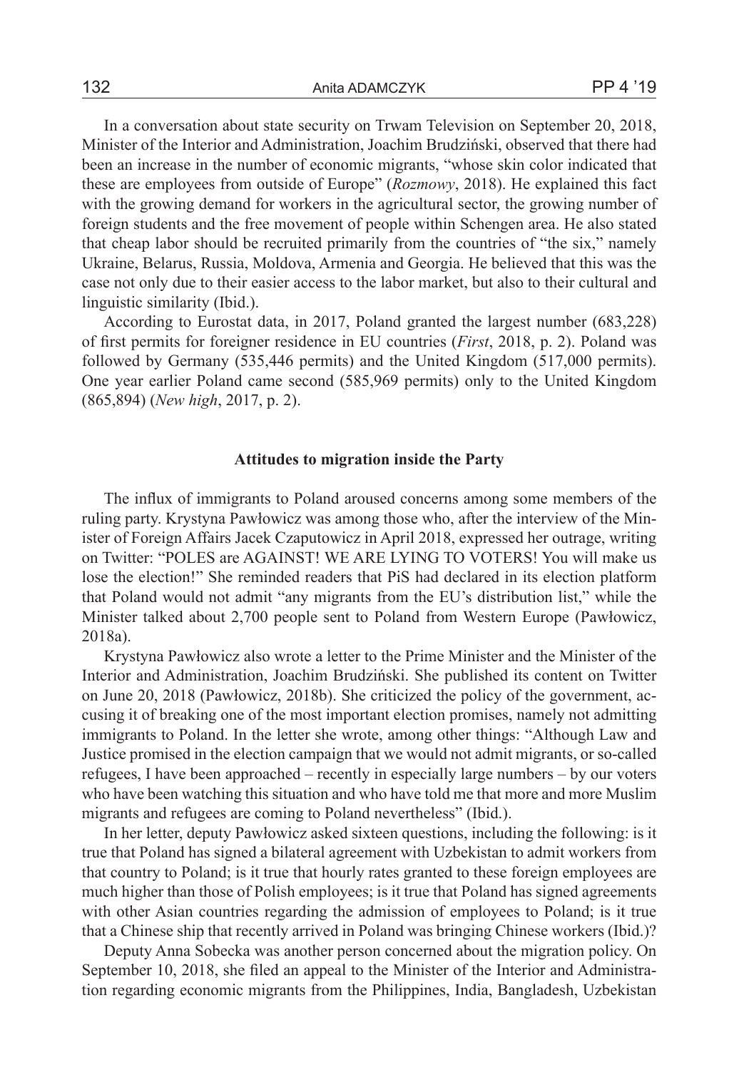In a conversation about state security on Trwam Television on September 20, 2018, Minister of the Interior and Administration, Joachim Brudziński, observed that there had been an increase in the number of economic migrants, "whose skin color indicated that these are employees from outside of Europe" (*Rozmowy*, 2018). He explained this fact with the growing demand for workers in the agricultural sector, the growing number of foreign students and the free movement of people within Schengen area. He also stated that cheap labor should be recruited primarily from the countries of "the six," namely Ukraine, Belarus, Russia, Moldova, Armenia and Georgia. He believed that this was the case not only due to their easier access to the labor market, but also to their cultural and linguistic similarity (Ibid.).

According to Eurostat data, in 2017, Poland granted the largest number (683,228) of first permits for foreigner residence in EU countries (*First*, 2018, p. 2). Poland was followed by Germany (535,446 permits) and the United Kingdom (517,000 permits). One year earlier Poland came second (585,969 permits) only to the United Kingdom (865,894) (*New high*, 2017, p. 2).

### Attitudes to migration inside the Party

The influx of immigrants to Poland aroused concerns among some members of the ruling party. Krystyna Pawłowicz was among those who, after the interview of the Minister of Foreign Affairs Jacek Czaputowicz in April 2018, expressed her outrage, writing on Twitter: "POLES are AGAINST! WE ARE LYING TO VOTERS! You will make us lose the election!" She reminded readers that PiS had declared in its election platform that Poland would not admit "any migrants from the EU's distribution list," while the Minister talked about 2,700 people sent to Poland from Western Europe (Pawłowicz, 2018a).

Krystyna Pawłowicz also wrote a letter to the Prime Minister and the Minister of the Interior and Administration, Joachim Brudziński. She published its content on Twitter on June 20, 2018 (Pawłowicz, 2018b). She criticized the policy of the government, accusing it of breaking one of the most important election promises, namely not admitting immigrants to Poland. In the letter she wrote, among other things: "Although Law and Justice promised in the election campaign that we would not admit migrants, or so-called refugees, I have been approached – recently in especially large numbers – by our voters who have been watching this situation and who have told me that more and more Muslim migrants and refugees are coming to Poland nevertheless" (Ibid.).

In her letter, deputy Pawłowicz asked sixteen questions, including the following: is it true that Poland has signed a bilateral agreement with Uzbekistan to admit workers from that country to Poland; is it true that hourly rates granted to these foreign employees are much higher than those of Polish employees; is it true that Poland has signed agreements with other Asian countries regarding the admission of employees to Poland; is it true that a Chinese ship that recently arrived in Poland was bringing Chinese workers (Ibid.)?

Deputy Anna Sobecka was another person concerned about the migration policy. On September 10, 2018, she filed an appeal to the Minister of the Interior and Administration regarding economic migrants from the Philippines, India, Bangladesh, Uzbekistan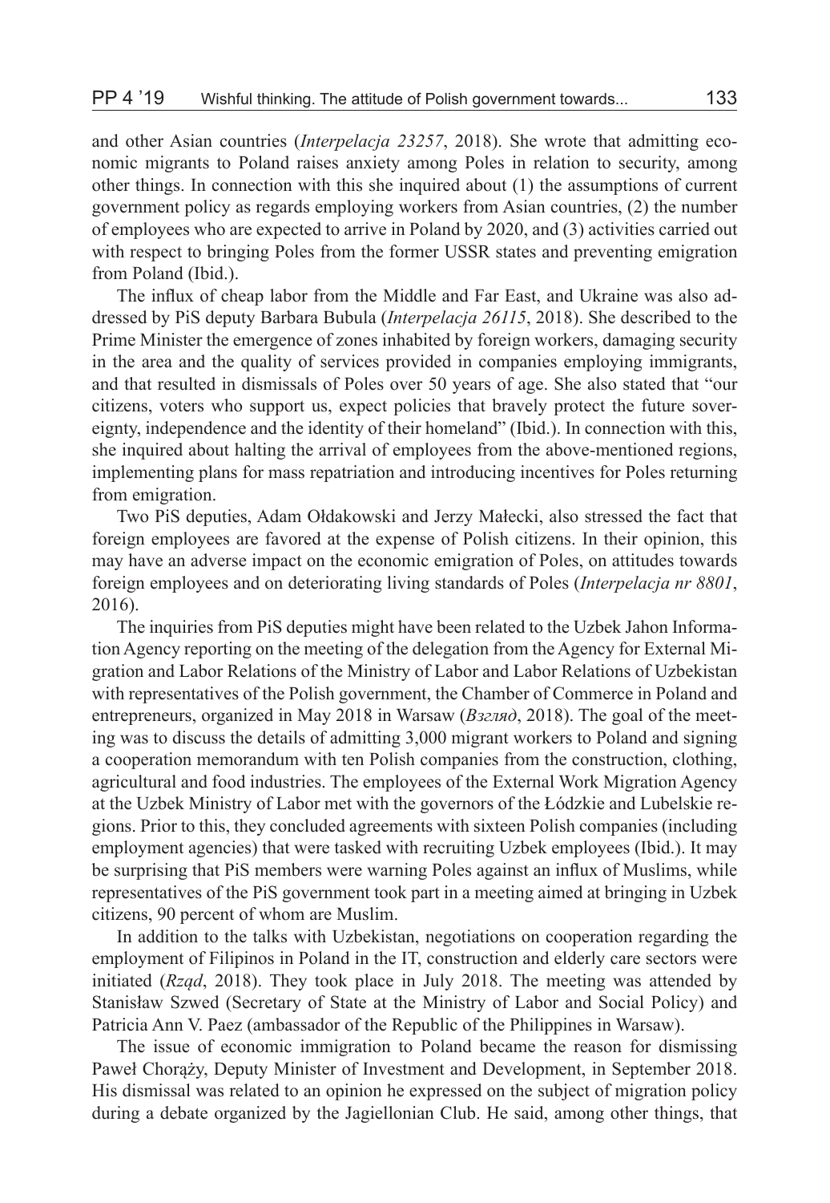and other Asian countries (*Interpelacja 23257*, 2018). She wrote that admitting economic migrants to Poland raises anxiety among Poles in relation to security, among other things. In connection with this she inquired about (1) the assumptions of current government policy as regards employing workers from Asian countries, (2) the number of employees who are expected to arrive in Poland by 2020, and (3) activities carried out with respect to bringing Poles from the former USSR states and preventing emigration from Poland (Ibid.).

The influx of cheap labor from the Middle and Far East, and Ukraine was also addressed by PiS deputy Barbara Bubula (*Interpelacja 26115*, 2018). She described to the Prime Minister the emergence of zones inhabited by foreign workers, damaging security in the area and the quality of services provided in companies employing immigrants, and that resulted in dismissals of Poles over 50 years of age. She also stated that "our citizens, voters who support us, expect policies that bravely protect the future sovereignty, independence and the identity of their homeland" (Ibid.). In connection with this, she inquired about halting the arrival of employees from the above-mentioned regions, implementing plans for mass repatriation and introducing incentives for Poles returning from emigration.

Two PiS deputies, Adam Ołdakowski and Jerzy Małecki, also stressed the fact that foreign employees are favored at the expense of Polish citizens. In their opinion, this may have an adverse impact on the economic emigration of Poles, on attitudes towards foreign employees and on deteriorating living standards of Poles (*Interpelacja nr 8801*, 2016).

The inquiries from PiS deputies might have been related to the Uzbek Jahon Information Agency reporting on the meeting of the delegation from the Agency for External Migration and Labor Relations of the Ministry of Labor and Labor Relations of Uzbekistan with representatives of the Polish government, the Chamber of Commerce in Poland and entrepreneurs, organized in May 2018 in Warsaw (*Взгляд*, 2018). The goal of the meeting was to discuss the details of admitting 3,000 migrant workers to Poland and signing a cooperation memorandum with ten Polish companies from the construction, clothing, agricultural and food industries. The employees of the External Work Migration Agency at the Uzbek Ministry of Labor met with the governors of the Łódzkie and Lubelskie regions. Prior to this, they concluded agreements with sixteen Polish companies (including employment agencies) that were tasked with recruiting Uzbek employees (Ibid.). It may be surprising that PiS members were warning Poles against an influx of Muslims, while representatives of the PiS government took part in a meeting aimed at bringing in Uzbek citizens, 90 percent of whom are Muslim.

In addition to the talks with Uzbekistan, negotiations on cooperation regarding the employment of Filipinos in Poland in the IT, construction and elderly care sectors were initiated (*Rząd*, 2018). They took place in July 2018. The meeting was attended by Stanisław Szwed (Secretary of State at the Ministry of Labor and Social Policy) and Patricia Ann V. Paez (ambassador of the Republic of the Philippines in Warsaw).

The issue of economic immigration to Poland became the reason for dismissing Paweł Chorąży, Deputy Minister of Investment and Development, in September 2018. His dismissal was related to an opinion he expressed on the subject of migration policy during a debate organized by the Jagiellonian Club. He said, among other things, that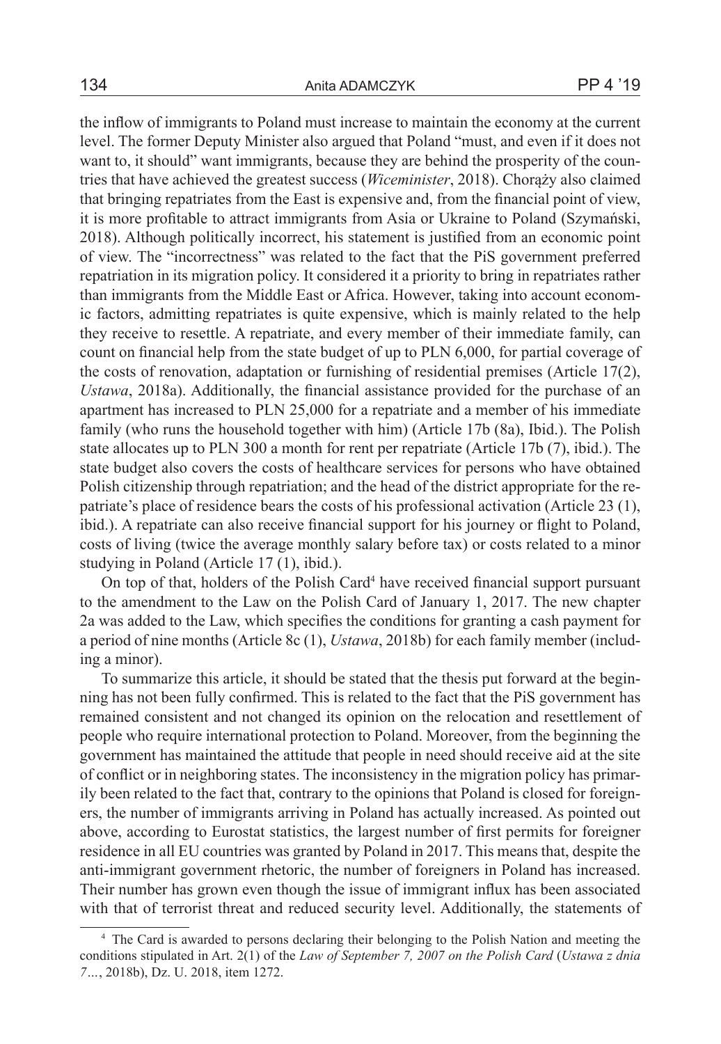the inflow of immigrants to Poland must increase to maintain the economy at the current level. The former Deputy Minister also argued that Poland "must, and even if it does not want to, it should" want immigrants, because they are behind the prosperity of the countries that have achieved the greatest success (*Wiceminister*, 2018). Chorąży also claimed that bringing repatriates from the East is expensive and, from the financial point of view, it is more profitable to attract immigrants from Asia or Ukraine to Poland (Szymański, 2018). Although politically incorrect, his statement is justified from an economic point of view. The "incorrectness" was related to the fact that the PiS government preferred repatriation in its migration policy. It considered it a priority to bring in repatriates rather than immigrants from the Middle East or Africa. However, taking into account economic factors, admitting repatriates is quite expensive, which is mainly related to the help they receive to resettle. A repatriate, and every member of their immediate family, can count on financial help from the state budget of up to PLN 6,000, for partial coverage of the costs of renovation, adaptation or furnishing of residential premises (Article 17(2), *Ustawa*, 2018a). Additionally, the financial assistance provided for the purchase of an apartment has increased to PLN 25,000 for a repatriate and a member of his immediate family (who runs the household together with him) (Article 17b (8a), Ibid.). The Polish state allocates up to PLN 300 a month for rent per repatriate (Article 17b (7), ibid.). The state budget also covers the costs of healthcare services for persons who have obtained Polish citizenship through repatriation; and the head of the district appropriate for the repatriate's place of residence bears the costs of his professional activation (Article 23 (1), ibid.). A repatriate can also receive financial support for his journey or flight to Poland, costs of living (twice the average monthly salary before tax) or costs related to a minor studying in Poland (Article 17 (1), ibid.).

On top of that, holders of the Polish Card[4] have received financial support pursuant to the amendment to the Law on the Polish Card of January 1, 2017. The new chapter 2a was added to the Law, which specifies the conditions for granting a cash payment for a period of nine months (Article 8c (1), *Ustawa*, 2018b) for each family member (including a minor).

To summarize this article, it should be stated that the thesis put forward at the beginning has not been fully confirmed. This is related to the fact that the PiS government has remained consistent and not changed its opinion on the relocation and resettlement of people who require international protection to Poland. Moreover, from the beginning the government has maintained the attitude that people in need should receive aid at the site of conflict or in neighboring states. The inconsistency in the migration policy has primarily been related to the fact that, contrary to the opinions that Poland is closed for foreigners, the number of immigrants arriving in Poland has actually increased. As pointed out above, according to Eurostat statistics, the largest number of first permits for foreigner residence in all EU countries was granted by Poland in 2017. This means that, despite the anti-immigrant government rhetoric, the number of foreigners in Poland has increased. Their number has grown even though the issue of immigrant influx has been associated with that of terrorist threat and reduced security level. Additionally, the statements of

[4] The Card is awarded to persons declaring their belonging to the Polish Nation and meeting the conditions stipulated in Art. 2(1) of the *Law of September 7, 2007 on the Polish Card* (*Ustawa z dnia 7…*, 2018b), Dz. U. 2018, item 1272.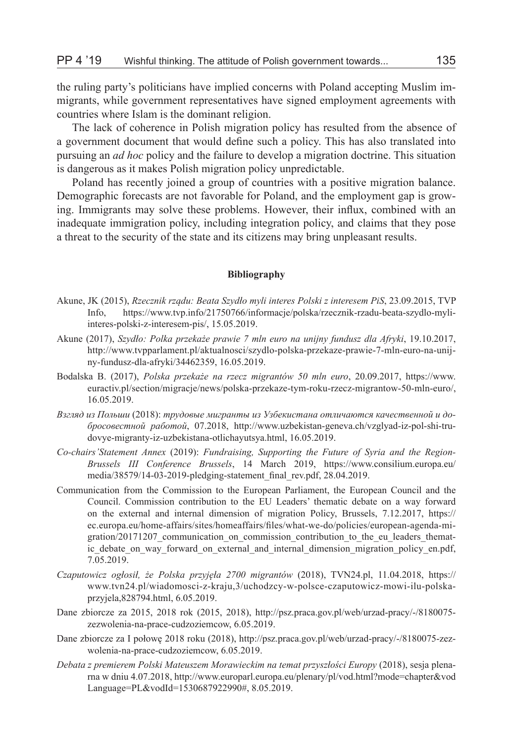the ruling party's politicians have implied concerns with Poland accepting Muslim immigrants, while government representatives have signed employment agreements with countries where Islam is the dominant religion.

The lack of coherence in Polish migration policy has resulted from the absence of a government document that would define such a policy. This has also translated into pursuing an *ad hoc* policy and the failure to develop a migration doctrine. This situation is dangerous as it makes Polish migration policy unpredictable.

Poland has recently joined a group of countries with a positive migration balance. Demographic forecasts are not favorable for Poland, and the employment gap is growing. Immigrants may solve these problems. However, their influx, combined with an inadequate immigration policy, including integration policy, and claims that they pose a threat to the security of the state and its citizens may bring unpleasant results.

#### Bibliography

Akune, JK (2015), *Rzecznik rządu: Beata Szydło myli interes Polski z interesem PiS*, 23.09.2015, TVP Info, https://www.tvp.info/21750766/informacje/polska/rzecznik-rzadu-beata-szydlo-myli-interes-polski-z-interesem-pis/, 15.05.2019.

Akune (2017), *Szydło: Polka przekaże prawie 7 mln euro na unijny fundusz dla Afryki*, 19.10.2017, http://www.tvpparlament.pl/aktualnosci/szydlo-polska-przekaze-prawie-7-mln-euro-na-unijny-fundusz-dla-afryki/34462359, 16.05.2019.

Bodalska B. (2017), *Polska przekaże na rzecz migrantów 50 mln euro*, 20.09.2017, https://www.euractiv.pl/section/migracje/news/polska-przekaze-tym-roku-rzecz-migrantow-50-mln-euro/, 16.05.2019.

*Взгляд из Польши* (2018): *трудовые мигранты из Узбекистана отличаются качественной и добросовестной работой*, 07.2018, http://www.uzbekistan-geneva.ch/vzglyad-iz-pol-shi-trudovye-migranty-iz-uzbekistana-otlichayutsya.html, 16.05.2019.

*Co-chairs'Statement Annex* (2019): *Fundraising, Supporting the Future of Syria and the Region-Brussels III Conference Brussels*, 14 March 2019, https://www.consilium.europa.eu/media/38579/14-03-2019-pledging-statement_final_rev.pdf, 28.04.2019.

Communication from the Commission to the European Parliament, the European Council and the Council. Commission contribution to the EU Leaders' thematic debate on a way forward on the external and internal dimension of migration Policy, Brussels, 7.12.2017, https://ec.europa.eu/home-affairs/sites/homeaffairs/files/what-we-do/policies/european-agenda-migration/20171207_communication_on_commission_contribution_to_the_eu_leaders_thematic_debate_on_way_forward_on_external_and_internal_dimension_migration_policy_en.pdf, 7.05.2019.

*Czaputowicz ogłosił, że Polska przyjęła 2700 migrantów* (2018), TVN24.pl, 11.04.2018, https://www.tvn24.pl/wiadomosci-z-kraju,3/uchodzcy-w-polsce-czaputowicz-mowi-ilu-polska-przyjela,828794.html, 6.05.2019.

Dane zbiorcze za 2015, 2018 rok (2015, 2018), http://psz.praca.gov.pl/web/urzad-pracy/-/8180075-zezwolenia-na-prace-cudzoziemcow, 6.05.2019.

Dane zbiorcze za I połowę 2018 roku (2018), http://psz.praca.gov.pl/web/urzad-pracy/-/8180075-zezwolenia-na-prace-cudzoziemcow, 6.05.2019.

*Debata z premierem Polski Mateuszem Morawieckim na temat przyszłości Europy* (2018), sesja plenarna w dniu 4.07.2018, http://www.europarl.europa.eu/plenary/pl/vod.html?mode=chapter&vodLanguage=PL&vodId=1530687922990#, 8.05.2019.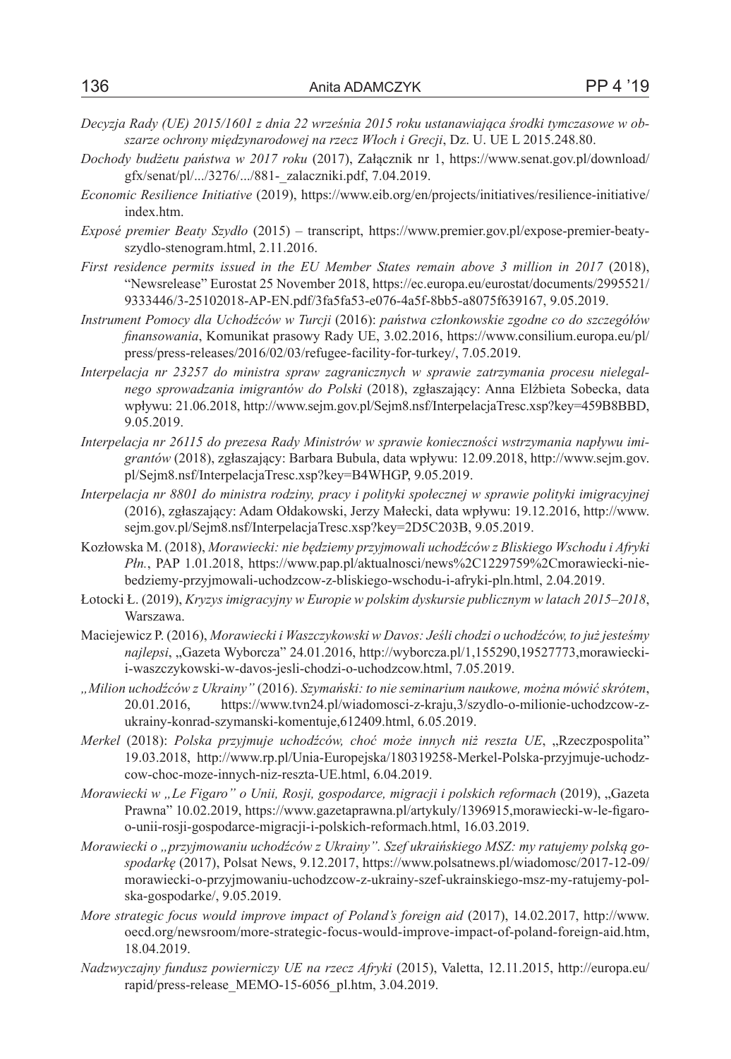*Decyzja Rady (UE) 2015/1601 z dnia 22 września 2015 roku ustanawiająca środki tymczasowe w obszarze ochrony międzynarodowej na rzecz Włoch i Grecji*, Dz. U. UE L 2015.248.80.

*Dochody budżetu państwa w 2017 roku* (2017), Załącznik nr 1, https://www.senat.gov.pl/download/gfx/senat/pl/.../3276/.../881-_zalaczniki.pdf, 7.04.2019.

*Economic Resilience Initiative* (2019), https://www.eib.org/en/projects/initiatives/resilience-initiative/index.htm.

*Exposé premier Beaty Szydło* (2015) – transcript, https://www.premier.gov.pl/expose-premier-beaty-szydlo-stenogram.html, 2.11.2016.

*First residence permits issued in the EU Member States remain above 3 million in 2017* (2018), "Newsrelease" Eurostat 25 November 2018, https://ec.europa.eu/eurostat/documents/2995521/9333446/3-25102018-AP-EN.pdf/3fa5fa53-e076-4a5f-8bb5-a8075f639167, 9.05.2019.

*Instrument Pomocy dla Uchodźców w Turcji* (2016): *państwa członkowskie zgodne co do szczegółów finansowania*, Komunikat prasowy Rady UE, 3.02.2016, https://www.consilium.europa.eu/pl/press/press-releases/2016/02/03/refugee-facility-for-turkey/, 7.05.2019.

*Interpelacja nr 23257 do ministra spraw zagranicznych w sprawie zatrzymania procesu nielegalnego sprowadzania imigrantów do Polski* (2018), zgłaszający: Anna Elżbieta Sobecka, data wpływu: 21.06.2018, http://www.sejm.gov.pl/Sejm8.nsf/InterpelacjaTresc.xsp?key=459B8BBD, 9.05.2019.

*Interpelacja nr 26115 do prezesa Rady Ministrów w sprawie konieczności wstrzymania napływu imigrantów* (2018), zgłaszający: Barbara Bubula, data wpływu: 12.09.2018, http://www.sejm.gov.pl/Sejm8.nsf/InterpelacjaTresc.xsp?key=B4WHGP, 9.05.2019.

*Interpelacja nr 8801 do ministra rodziny, pracy i polityki społecznej w sprawie polityki imigracyjnej* (2016), zgłaszający: Adam Ołdakowski, Jerzy Małecki, data wpływu: 19.12.2016, http://www.sejm.gov.pl/Sejm8.nsf/InterpelacjaTresc.xsp?key=2D5C203B, 9.05.2019.

Kozłowska M. (2018), *Morawiecki: nie będziemy przyjmowali uchodźców z Bliskiego Wschodu i Afryki Płn.*, PAP 1.01.2018, https://www.pap.pl/aktualnosci/news%2C1229759%2Cmorawiecki-nie-bedziemy-przyjmowali-uchodzcow-z-bliskiego-wschodu-i-afryki-pln.html, 2.04.2019.

Łotocki Ł. (2019), *Kryzys imigracyjny w Europie w polskim dyskursie publicznym w latach 2015–2018*, Warszawa.

Maciejewicz P. (2016), *Morawiecki i Waszczykowski w Davos: Jeśli chodzi o uchodźców, to już jesteśmy najlepsi*, „Gazeta Wyborcza" 24.01.2016, http://wyborcza.pl/1,155290,19527773,morawiecki-i-waszczykowski-w-davos-jesli-chodzi-o-uchodzcow.html, 7.05.2019.

*„Milion uchodźców z Ukrainy"* (2016). *Szymański: to nie seminarium naukowe, można mówić skrótem*, 20.01.2016, https://www.tvn24.pl/wiadomosci-z-kraju,3/szydlo-o-milionie-uchodzcow-z-ukrainy-konrad-szymanski-komentuje,612409.html, 6.05.2019.

*Merkel* (2018): *Polska przyjmuje uchodźców, choć może innych niż reszta UE*, „Rzeczpospolita" 19.03.2018, http://www.rp.pl/Unia-Europejska/180319258-Merkel-Polska-przyjmuje-uchodzcow-choc-moze-innych-niz-reszta-UE.html, 6.04.2019.

*Morawiecki w „Le Figaro" o Unii, Rosji, gospodarce, migracji i polskich reformach* (2019), „Gazeta Prawna" 10.02.2019, https://www.gazetaprawna.pl/artykuly/1396915,morawiecki-w-le-figaro-o-unii-rosji-gospodarce-migracji-i-polskich-reformach.html, 16.03.2019.

*Morawiecki o „przyjmowaniu uchodźców z Ukrainy". Szef ukraińskiego MSZ: my ratujemy polską gospodarkę* (2017), Polsat News, 9.12.2017, https://www.polsatnews.pl/wiadomosc/2017-12-09/morawiecki-o-przyjmowaniu-uchodzcow-z-ukrainy-szef-ukrainskiego-msz-my-ratujemy-polska-gospodarke/, 9.05.2019.

*More strategic focus would improve impact of Poland's foreign aid* (2017), 14.02.2017, http://www.oecd.org/newsroom/more-strategic-focus-would-improve-impact-of-poland-foreign-aid.htm, 18.04.2019.

*Nadzwyczajny fundusz powierniczy UE na rzecz Afryki* (2015), Valetta, 12.11.2015, http://europa.eu/rapid/press-release_MEMO-15-6056_pl.htm, 3.04.2019.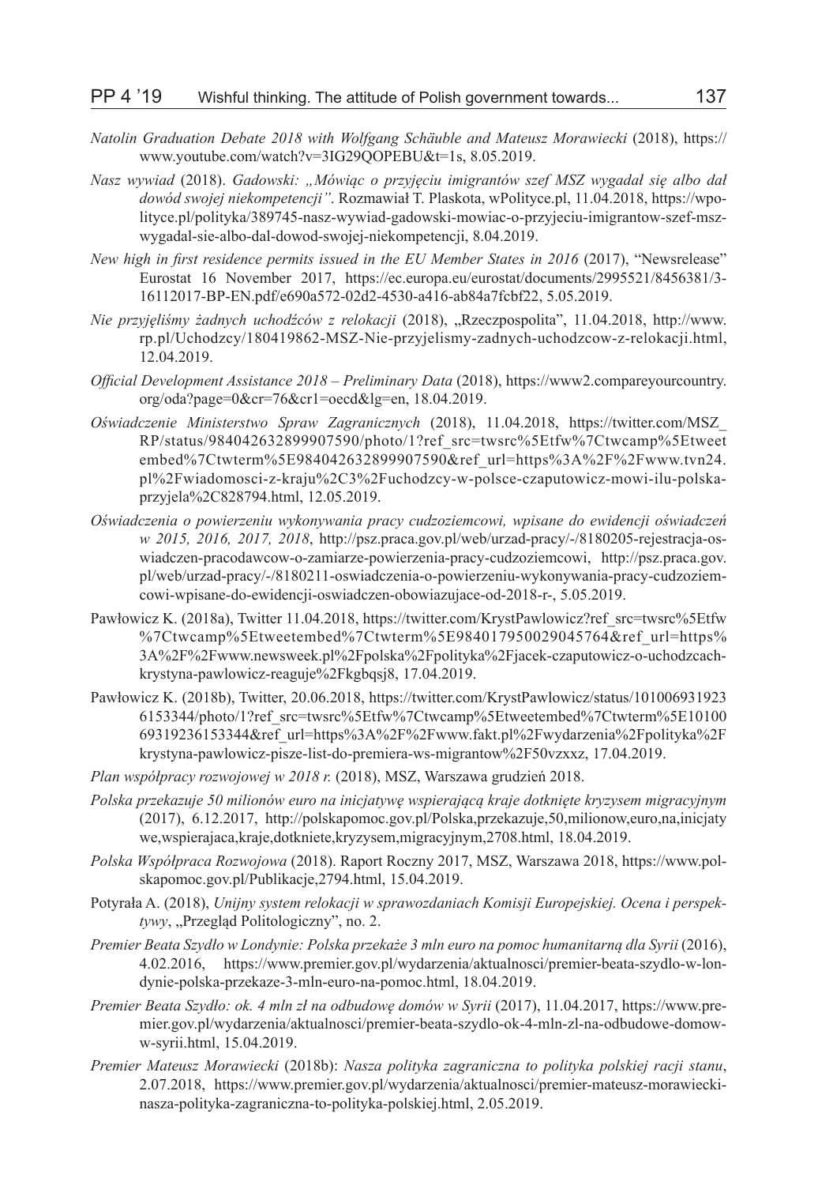*Natolin Graduation Debate 2018 with Wolfgang Schäuble and Mateusz Morawiecki* (2018), https://www.youtube.com/watch?v=3IG29QOPEBU&t=1s, 8.05.2019.

*Nasz wywiad* (2018). *Gadowski: „Mówiąc o przyjęciu imigrantów szef MSZ wygadał się albo dał dowód swojej niekompetencji"*. Rozmawiał T. Plaskota, wPolityce.pl, 11.04.2018, https://wpolityce.pl/polityka/389745-nasz-wywiad-gadowski-mowiac-o-przyjeciu-imigrantow-szef-msz-wygadal-sie-albo-dal-dowod-swojej-niekompetencji, 8.04.2019.

*New high in first residence permits issued in the EU Member States in 2016* (2017), "Newsrelease" Eurostat 16 November 2017, https://ec.europa.eu/eurostat/documents/2995521/8456381/3-16112017-BP-EN.pdf/e690a572-02d2-4530-a416-ab84a7fcbf22, 5.05.2019.

*Nie przyjęliśmy żadnych uchodźców z relokacji* (2018), „Rzeczpospolita", 11.04.2018, http://www.rp.pl/Uchodzcy/180419862-MSZ-Nie-przyjelismy-zadnych-uchodzcow-z-relokacji.html, 12.04.2019.

*Official Development Assistance 2018 – Preliminary Data* (2018), https://www2.compareyourcountry.org/oda?page=0&cr=76&cr1=oecd&lg=en, 18.04.2019.

*Oświadczenie Ministerstwo Spraw Zagranicznych* (2018), 11.04.2018, https://twitter.com/MSZ_RP/status/984042632899907590/photo/1?ref_src=twsrc%5Etfw%7Ctwcamp%5Etweetembed%7Ctwterm%5E984042632899907590&ref_url=https%3A%2F%2Fwww.tvn24.pl%2Fwiadomosci-z-kraju%2C3%2Fuchodzcy-w-polsce-czaputowicz-mowi-ilu-polska-przyjela%2C828794.html, 12.05.2019.

*Oświadczenia o powierzeniu wykonywania pracy cudzoziemcowi, wpisane do ewidencji oświadczeń w 2015, 2016, 2017, 2018*, http://psz.praca.gov.pl/web/urzad-pracy/-/8180205-rejestracja-oswiadczen-pracodawcow-o-zamiarze-powierzenia-pracy-cudzoziemcowi, http://psz.praca.gov.pl/web/urzad-pracy/-/8180211-oswiadczenia-o-powierzeniu-wykonywania-pracy-cudzoziemcowi-wpisane-do-ewidencji-oswiadczen-obowiazujace-od-2018-r-, 5.05.2019.

Pawłowicz K. (2018a), Twitter 11.04.2018, https://twitter.com/KrystPawlowicz?ref_src=twsrc%5Etfw%7Ctwcamp%5Etweetembed%7Ctwterm%5E984017950029045764&ref_url=https%3A%2F%2Fwww.newsweek.pl%2Fpolska%2Fpolityka%2Fjacek-czaputowicz-o-uchodzcach-krystyna-pawlowicz-reaguje%2Fkgbqsj8, 17.04.2019.

Pawłowicz K. (2018b), Twitter, 20.06.2018, https://twitter.com/KrystPawlowicz/status/1010069319236153344/photo/1?ref_src=twsrc%5Etfw%7Ctwcamp%5Etweetembed%7Ctwterm%5E1010069319236153344&ref_url=https%3A%2F%2Fwww.fakt.pl%2Fwydarzenia%2Fpolityka%2Fkrystyna-pawlowicz-pisze-list-do-premiera-ws-migrantow%2F50vzxxz, 17.04.2019.

*Plan współpracy rozwojowej w 2018 r.* (2018), MSZ, Warszawa grudzień 2018.

*Polska przekazuje 50 milionów euro na inicjatywę wspierającą kraje dotknięte kryzysem migracyjnym* (2017), 6.12.2017, http://polskapomoc.gov.pl/Polska,przekazuje,50,milionow,euro,na,inicjatywe,wspierajaca,kraje,dotkniete,kryzysem,migracyjnym,2708.html, 18.04.2019.

*Polska Współpraca Rozwojowa* (2018). Raport Roczny 2017, MSZ, Warszawa 2018, https://www.polskapomoc.gov.pl/Publikacje,2794.html, 15.04.2019.

Potyrała A. (2018), *Unijny system relokacji w sprawozdaniach Komisji Europejskiej. Ocena i perspektywy*, „Przegląd Politologiczny", no. 2.

*Premier Beata Szydło w Londynie: Polska przekaże 3 mln euro na pomoc humanitarną dla Syrii* (2016), 4.02.2016, https://www.premier.gov.pl/wydarzenia/aktualnosci/premier-beata-szydlo-w-londynie-polska-przekaze-3-mln-euro-na-pomoc.html, 18.04.2019.

*Premier Beata Szydło: ok. 4 mln zł na odbudowę domów w Syrii* (2017), 11.04.2017, https://www.premier.gov.pl/wydarzenia/aktualnosci/premier-beata-szydlo-ok-4-mln-zl-na-odbudowe-domow-w-syrii.html, 15.04.2019.

*Premier Mateusz Morawiecki* (2018b): *Nasza polityka zagraniczna to polityka polskiej racji stanu*, 2.07.2018, https://www.premier.gov.pl/wydarzenia/aktualnosci/premier-mateusz-morawiecki-nasza-polityka-zagraniczna-to-polityka-polskiej.html, 2.05.2019.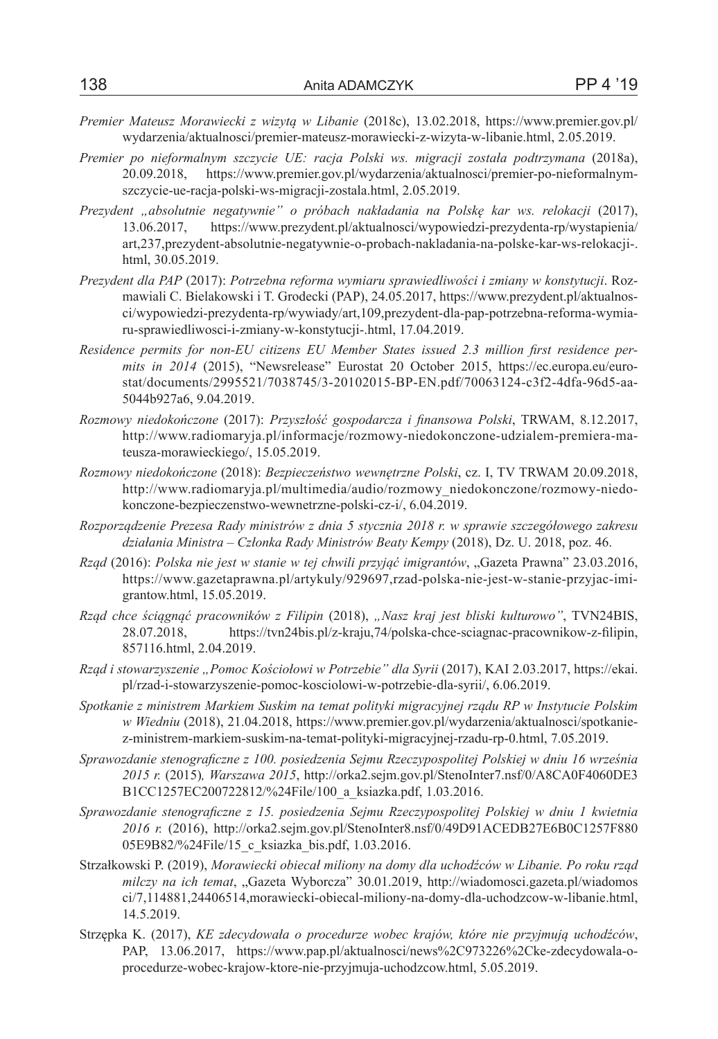*Premier Mateusz Morawiecki z wizytą w Libanie* (2018c), 13.02.2018, https://www.premier.gov.pl/wydarzenia/aktualnosci/premier-mateusz-morawiecki-z-wizyta-w-libanie.html, 2.05.2019.

*Premier po nieformalnym szczycie UE: racja Polski ws. migracji została podtrzymana* (2018a), 20.09.2018, https://www.premier.gov.pl/wydarzenia/aktualnosci/premier-po-nieformalnym-szczycie-ue-racja-polski-ws-migracji-zostala.html, 2.05.2019.

*Prezydent „absolutnie negatywnie" o próbach nakładania na Polskę kar ws. relokacji* (2017), 13.06.2017, https://www.prezydent.pl/aktualnosci/wypowiedzi-prezydenta-rp/wystapienia/art,237,prezydent-absolutnie-negatywnie-o-probach-nakladania-na-polske-kar-ws-relokacji-.html, 30.05.2019.

*Prezydent dla PAP* (2017): *Potrzebna reforma wymiaru sprawiedliwości i zmiany w konstytucji*. Rozmawiali C. Bielakowski i T. Grodecki (PAP), 24.05.2017, https://www.prezydent.pl/aktualnosci/wypowiedzi-prezydenta-rp/wywiady/art,109,prezydent-dla-pap-potrzebna-reforma-wymiaru-sprawiedliwosci-i-zmiany-w-konstytucji-.html, 17.04.2019.

*Residence permits for non-EU citizens EU Member States issued 2.3 million first residence permits in 2014* (2015), "Newsrelease" Eurostat 20 October 2015, https://ec.europa.eu/eurostat/documents/2995521/7038745/3-20102015-BP-EN.pdf/70063124-c3f2-4dfa-96d5-aa5044b927a6, 9.04.2019.

*Rozmowy niedokończone* (2017): *Przyszłość gospodarcza i finansowa Polski*, TRWAM, 8.12.2017, http://www.radiomaryja.pl/informacje/rozmowy-niedokonczone-udzialem-premiera-mateusza-morawieckiego/, 15.05.2019.

*Rozmowy niedokończone* (2018): *Bezpieczeństwo wewnętrzne Polski*, cz. I, TV TRWAM 20.09.2018, http://www.radiomaryja.pl/multimedia/audio/rozmowy_niedokonczone/rozmowy-niedokonczone-bezpieczenstwo-wewnetrzne-polski-cz-i/, 6.04.2019.

*Rozporządzenie Prezesa Rady ministrów z dnia 5 stycznia 2018 r. w sprawie szczegółowego zakresu działania Ministra – Członka Rady Ministrów Beaty Kempy* (2018), Dz. U. 2018, poz. 46.

*Rząd* (2016): *Polska nie jest w stanie w tej chwili przyjąć imigrantów*, „Gazeta Prawna" 23.03.2016, https://www.gazetaprawna.pl/artykuly/929697,rzad-polska-nie-jest-w-stanie-przyjac-imigrantow.html, 15.05.2019.

*Rząd chce ściągnąć pracowników z Filipin* (2018), *„Nasz kraj jest bliski kulturowo"*, TVN24BIS, 28.07.2018, https://tvn24bis.pl/z-kraju,74/polska-chce-sciagnac-pracownikow-z-filipin,857116.html, 2.04.2019.

*Rząd i stowarzyszenie „Pomoc Kościołowi w Potrzebie" dla Syrii* (2017), KAI 2.03.2017, https://ekai.pl/rzad-i-stowarzyszenie-pomoc-kosciolowi-w-potrzebie-dla-syrii/, 6.06.2019.

*Spotkanie z ministrem Markiem Suskim na temat polityki migracyjnej rządu RP w Instytucie Polskim w Wiedniu* (2018), 21.04.2018, https://www.premier.gov.pl/wydarzenia/aktualnosci/spotkanie-z-ministrem-markiem-suskim-na-temat-polityki-migracyjnej-rzadu-rp-0.html, 7.05.2019.

*Sprawozdanie stenograficzne z 100. posiedzenia Sejmu Rzeczypospolitej Polskiej w dniu 16 września 2015 r.* (2015)*, Warszawa 2015*, http://orka2.sejm.gov.pl/StenoInter7.nsf/0/A8CA0F4060DE3B1CC1257EC200722812/%24File/100_a_ksiazka.pdf, 1.03.2016.

*Sprawozdanie stenograficzne z 15. posiedzenia Sejmu Rzeczypospolitej Polskiej w dniu 1 kwietnia 2016 r.* (2016), http://orka2.sejm.gov.pl/StenoInter8.nsf/0/49D91ACEDB27E6B0C1257F88005E9B82/%24File/15_c_ksiazka_bis.pdf, 1.03.2016.

Strzałkowski P. (2019), *Morawiecki obiecał miliony na domy dla uchodźców w Libanie. Po roku rząd milczy na ich temat*, „Gazeta Wyborcza" 30.01.2019, http://wiadomosci.gazeta.pl/wiadomosci/7,114881,24406514,morawiecki-obiecal-miliony-na-domy-dla-uchodzcow-w-libanie.html, 14.5.2019.

Strzępka K. (2017), *KE zdecydowała o procedurze wobec krajów, które nie przyjmują uchodźców*, PAP, 13.06.2017, https://www.pap.pl/aktualnosci/news%2C973226%2Cke-zdecydowala-o-procedurze-wobec-krajow-ktore-nie-przyjmuja-uchodzcow.html, 5.05.2019.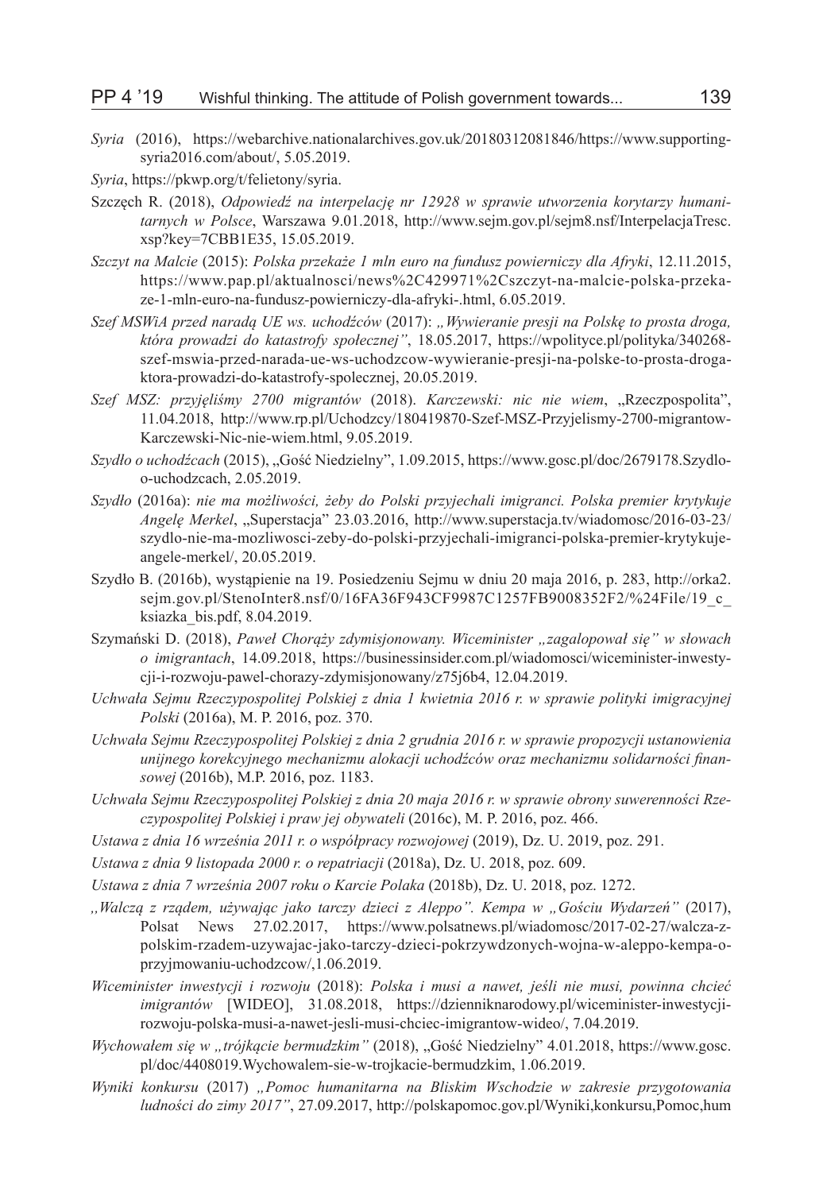*Syria* (2016), https://webarchive.nationalarchives.gov.uk/20180312081846/https://www.supporting-syria2016.com/about/, 5.05.2019.

*Syria*, https://pkwp.org/t/felietony/syria.

Szczęch R. (2018), *Odpowiedź na interpelację nr 12928 w sprawie utworzenia korytarzy humanitarnych w Polsce*, Warszawa 9.01.2018, http://www.sejm.gov.pl/sejm8.nsf/InterpelacjaTresc.xsp?key=7CBB1E35, 15.05.2019.

*Szczyt na Malcie* (2015): *Polska przekaże 1 mln euro na fundusz powierniczy dla Afryki*, 12.11.2015, https://www.pap.pl/aktualnosci/news%2C429971%2Cszczyt-na-malcie-polska-przekaze-1-mln-euro-na-fundusz-powierniczy-dla-afryki-.html, 6.05.2019.

*Szef MSWiA przed naradą UE ws. uchodźców* (2017): *„Wywieranie presji na Polskę to prosta droga, która prowadzi do katastrofy społecznej"*, 18.05.2017, https://wpolityce.pl/polityka/340268-szef-mswia-przed-narada-ue-ws-uchodzcow-wywieranie-presji-na-polske-to-prosta-droga-ktora-prowadzi-do-katastrofy-spolecznej, 20.05.2019.

*Szef MSZ: przyjęliśmy 2700 migrantów* (2018). *Karczewski: nic nie wiem*, „Rzeczpospolita", 11.04.2018, http://www.rp.pl/Uchodzcy/180419870-Szef-MSZ-Przyjelismy-2700-migrantow-Karczewski-Nic-nie-wiem.html, 9.05.2019.

*Szydło o uchodźcach* (2015), „Gość Niedzielny", 1.09.2015, https://www.gosc.pl/doc/2679178.Szydlo-o-uchodzcach, 2.05.2019.

*Szydło* (2016a): *nie ma możliwości, żeby do Polski przyjechali imigranci. Polska premier krytykuje Angelę Merkel*, „Superstacja" 23.03.2016, http://www.superstacja.tv/wiadomosc/2016-03-23/szydlo-nie-ma-mozliwosci-zeby-do-polski-przyjechali-imigranci-polska-premier-krytykuje-angele-merkel/, 20.05.2019.

Szydło B. (2016b), wystąpienie na 19. Posiedzeniu Sejmu w dniu 20 maja 2016, p. 283, http://orka2.sejm.gov.pl/StenoInter8.nsf/0/16FA36F943CF9987C1257FB9008352F2/%24File/19_c_ksiazka_bis.pdf, 8.04.2019.

Szymański D. (2018), *Paweł Chorąży zdymisjonowany. Wiceminister „zagalopował się" w słowach o imigrantach*, 14.09.2018, https://businessinsider.com.pl/wiadomosci/wiceminister-inwestycji-i-rozwoju-pawel-chorazy-zdymisjonowany/z75j6b4, 12.04.2019.

*Uchwała Sejmu Rzeczypospolitej Polskiej z dnia 1 kwietnia 2016 r. w sprawie polityki imigracyjnej Polski* (2016a), M. P. 2016, poz. 370.

*Uchwała Sejmu Rzeczypospolitej Polskiej z dnia 2 grudnia 2016 r. w sprawie propozycji ustanowienia unijnego korekcyjnego mechanizmu alokacji uchodźców oraz mechanizmu solidarności finansowej* (2016b), M.P. 2016, poz. 1183.

*Uchwała Sejmu Rzeczypospolitej Polskiej z dnia 20 maja 2016 r. w sprawie obrony suwerenności Rzeczypospolitej Polskiej i praw jej obywateli* (2016c), M. P. 2016, poz. 466.

*Ustawa z dnia 16 września 2011 r. o współpracy rozwojowej* (2019), Dz. U. 2019, poz. 291.

*Ustawa z dnia 9 listopada 2000 r. o repatriacji* (2018a), Dz. U. 2018, poz. 609.

*Ustawa z dnia 7 września 2007 roku o Karcie Polaka* (2018b), Dz. U. 2018, poz. 1272.

*„Walczą z rządem, używając jako tarczy dzieci z Aleppo". Kempa w „Gościu Wydarzeń"* (2017), Polsat News 27.02.2017, https://www.polsatnews.pl/wiadomosc/2017-02-27/walcza-z-polskim-rzadem-uzywajac-jako-tarczy-dzieci-pokrzywdzonych-wojna-w-aleppo-kempa-o-przyjmowaniu-uchodzcow/,1.06.2019.

*Wiceminister inwestycji i rozwoju* (2018): *Polska i musi a nawet, jeśli nie musi, powinna chcieć imigrantów* [WIDEO], 31.08.2018, https://dzienniknarodowy.pl/wiceminister-inwestycji-rozwoju-polska-musi-a-nawet-jesli-musi-chciec-imigrantow-wideo/, 7.04.2019.

*Wychowałem się w „trójkącie bermudzkim"* (2018), „Gość Niedzielny" 4.01.2018, https://www.gosc.pl/doc/4408019.Wychowalem-sie-w-trojkacie-bermudzkim, 1.06.2019.

*Wyniki konkursu* (2017) *„Pomoc humanitarna na Bliskim Wschodzie w zakresie przygotowania ludności do zimy 2017"*, 27.09.2017, http://polskapomoc.gov.pl/Wyniki,konkursu,Pomoc,hum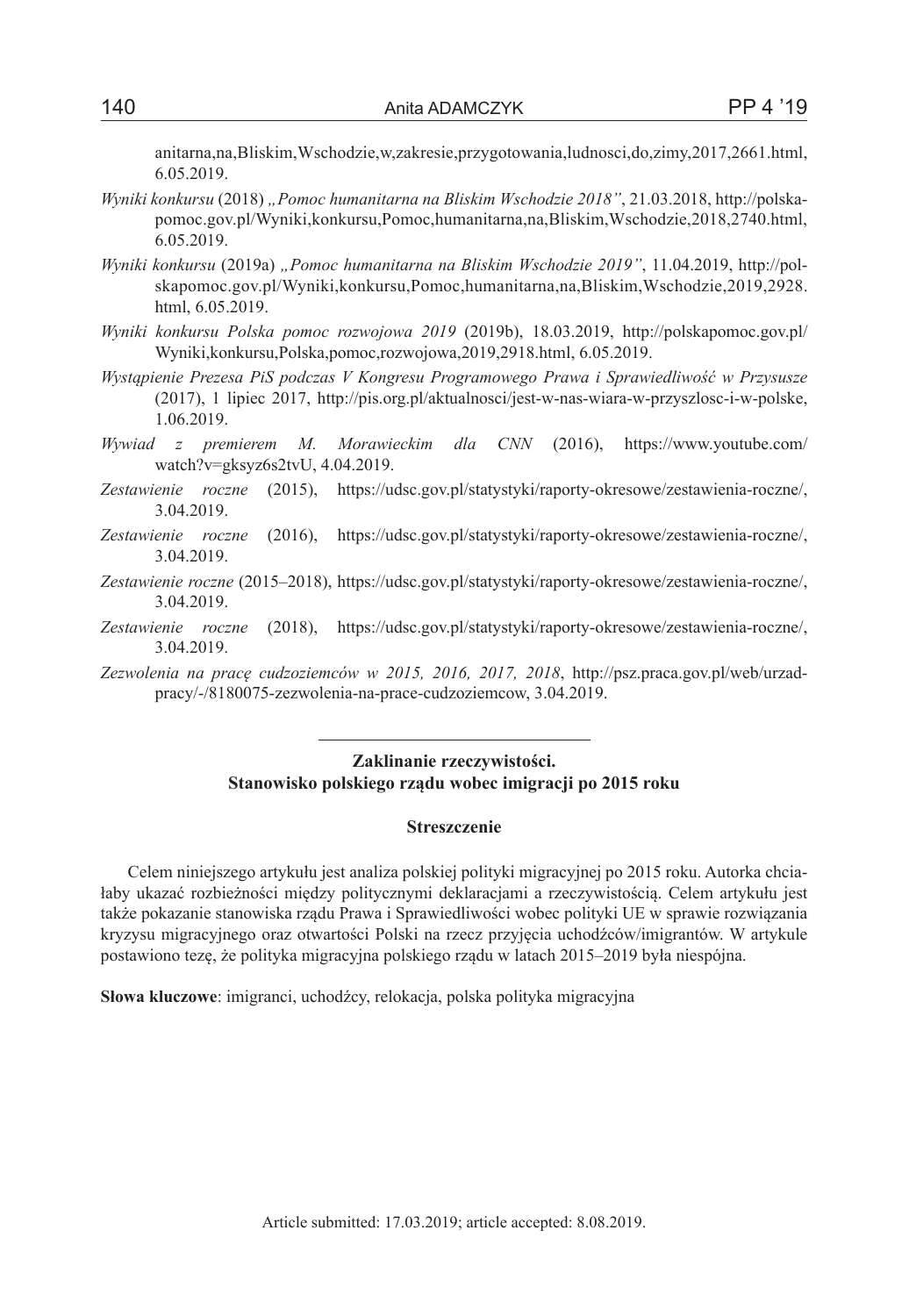anitarna,na,Bliskim,Wschodzie,w,zakresie,przygotowania,ludnosci,do,zimy,2017,2661.html, 6.05.2019.

*Wyniki konkursu* (2018) *„Pomoc humanitarna na Bliskim Wschodzie 2018”*, 21.03.2018, http://polskapomoc.gov.pl/Wyniki,konkursu,Pomoc,humanitarna,na,Bliskim,Wschodzie,2018,2740.html, 6.05.2019.

*Wyniki konkursu* (2019a) *„Pomoc humanitarna na Bliskim Wschodzie 2019”*, 11.04.2019, http://polskapomoc.gov.pl/Wyniki,konkursu,Pomoc,humanitarna,na,Bliskim,Wschodzie,2019,2928.html, 6.05.2019.

*Wyniki konkursu Polska pomoc rozwojowa 2019* (2019b), 18.03.2019, http://polskapomoc.gov.pl/Wyniki,konkursu,Polska,pomoc,rozwojowa,2019,2918.html, 6.05.2019.

*Wystąpienie Prezesa PiS podczas V Kongresu Programowego Prawa i Sprawiedliwość w Przysusze* (2017), 1 lipiec 2017, http://pis.org.pl/aktualnosci/jest-w-nas-wiara-w-przyszlosc-i-w-polske, 1.06.2019.

*Wywiad z premierem M. Morawieckim dla CNN* (2016), https://www.youtube.com/watch?v=gksyz6s2tvU, 4.04.2019.

*Zestawienie roczne* (2015), https://udsc.gov.pl/statystyki/raporty-okresowe/zestawienia-roczne/, 3.04.2019.

*Zestawienie roczne* (2016), https://udsc.gov.pl/statystyki/raporty-okresowe/zestawienia-roczne/, 3.04.2019.

*Zestawienie roczne* (2015–2018), https://udsc.gov.pl/statystyki/raporty-okresowe/zestawienia-roczne/, 3.04.2019.

*Zestawienie roczne* (2018), https://udsc.gov.pl/statystyki/raporty-okresowe/zestawienia-roczne/, 3.04.2019.

*Zezwolenia na pracę cudzoziemców w 2015, 2016, 2017, 2018*, http://psz.praca.gov.pl/web/urzad-pracy/-/8180075-zezwolenia-na-prace-cudzoziemcow, 3.04.2019.

---

**Zaklinanie rzeczywistości.**
**Stanowisko polskiego rządu wobec imigracji po 2015 roku**

**Streszczenie**

Celem niniejszego artykułu jest analiza polskiej polityki migracyjnej po 2015 roku. Autorka chciałaby ukazać rozbieżności między politycznymi deklaracjami a rzeczywistością. Celem artykułu jest także pokazanie stanowiska rządu Prawa i Sprawiedliwości wobec polityki UE w sprawie rozwiązania kryzysu migracyjnego oraz otwartości Polski na rzecz przyjęcia uchodźców/imigrantów. W artykule postawiono tezę, że polityka migracyjna polskiego rządu w latach 2015–2019 była niespójna.

**Słowa kluczowe**: imigranci, uchodźcy, relokacja, polska polityka migracyjna

Article submitted: 17.03.2019; article accepted: 8.08.2019.